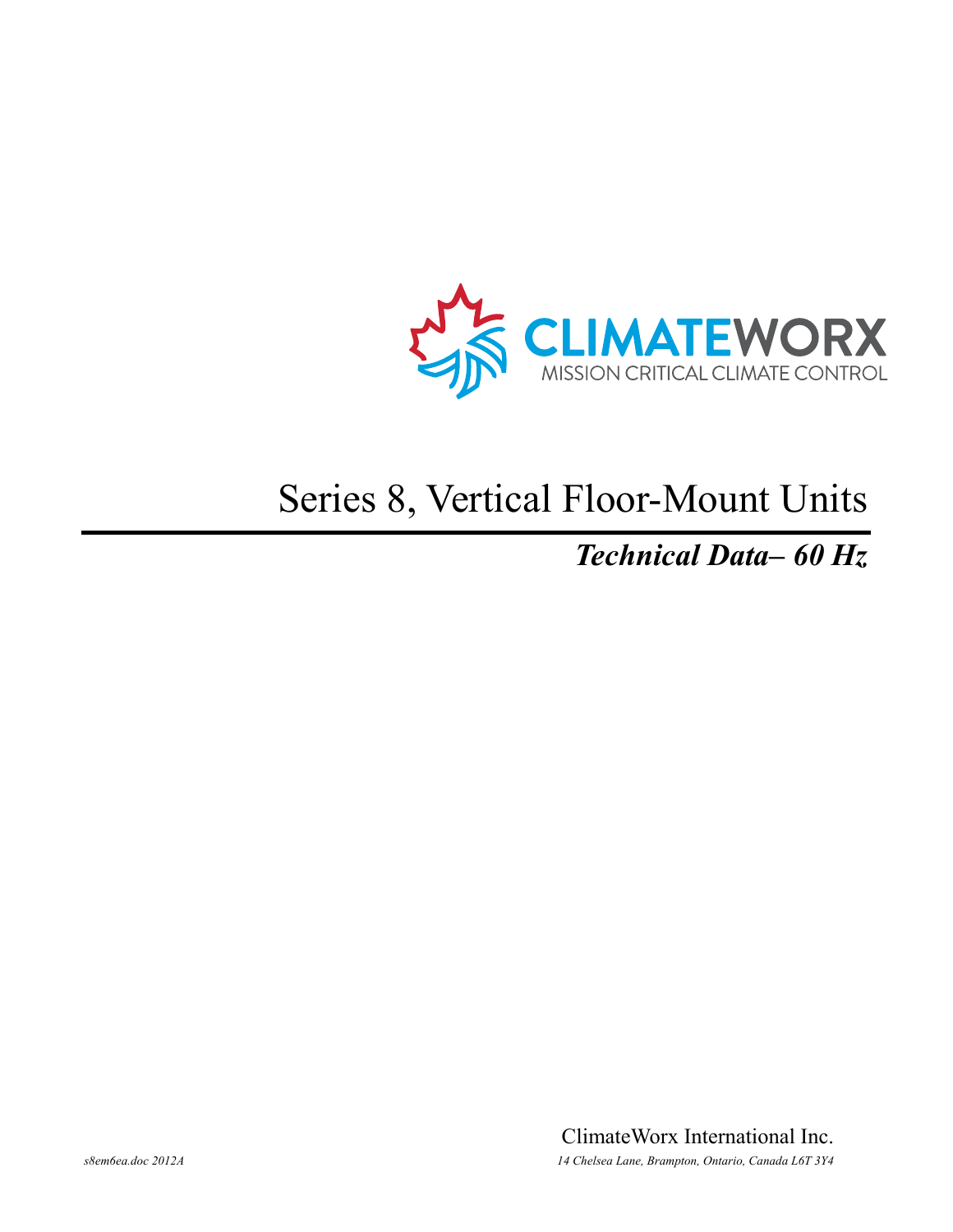CLIMATEWORX
MISSION CRITICAL CLIMATE CONTROL

# Series 8, Vertical Floor-Mount Units

## *Technical Data– 60 Hz*

ClimateWorx International Inc.

*s8em6ea.doc 2012A*

*14 Chelsea Lane, Brampton, Ontario, Canada L6T 3Y4*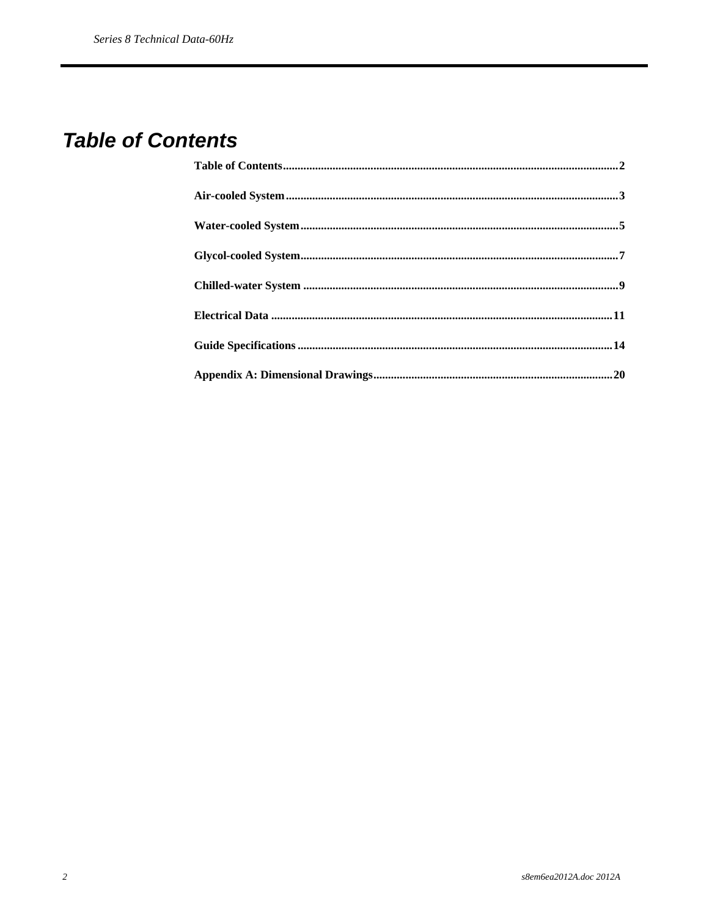# Table of Contents

**Table of Contents**..................................................................................................................2

**Air-cooled System**.................................................................................................................3

**Water-cooled System**............................................................................................................5

**Glycol-cooled System**............................................................................................................7

**Chilled-water System** ...........................................................................................................9

**Electrical Data** ....................................................................................................................11

**Guide Specifications** ...........................................................................................................14

**Appendix A: Dimensional Drawings**..................................................................................20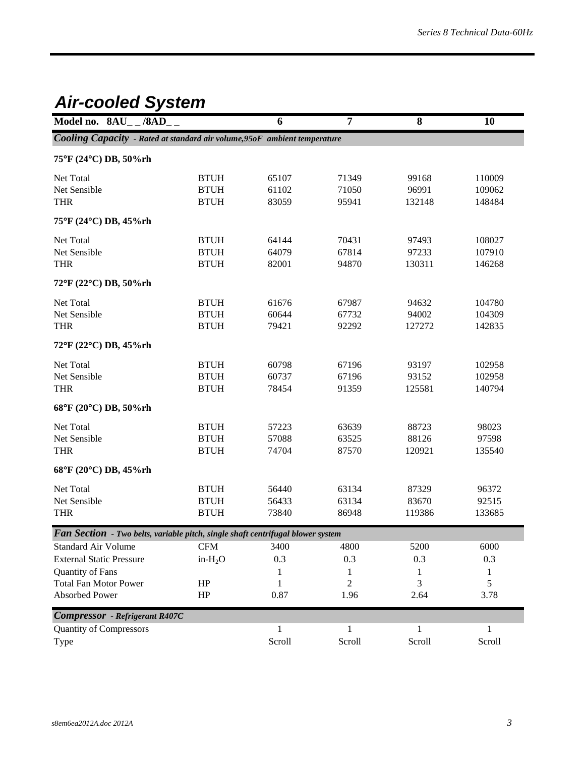## Air-cooled System

| Model no. 8AU_ _/8AD_ _ | | 6 | 7 | 8 | 10 |
|---|---|---|---|---|---|
| ***Cooling Capacity*** *- Rated at standard air volume,95oF ambient temperature* | | | | | |
| **75°F (24°C) DB, 50%rh** | | | | | |
| Net Total | BTUH | 65107 | 71349 | 99168 | 110009 |
| Net Sensible | BTUH | 61102 | 71050 | 96991 | 109062 |
| THR | BTUH | 83059 | 95941 | 132148 | 148484 |
| **75°F (24°C) DB, 45%rh** | | | | | |
| Net Total | BTUH | 64144 | 70431 | 97493 | 108027 |
| Net Sensible | BTUH | 64079 | 67814 | 97233 | 107910 |
| THR | BTUH | 82001 | 94870 | 130311 | 146268 |
| **72°F (22°C) DB, 50%rh** | | | | | |
| Net Total | BTUH | 61676 | 67987 | 94632 | 104780 |
| Net Sensible | BTUH | 60644 | 67732 | 94002 | 104309 |
| THR | BTUH | 79421 | 92292 | 127272 | 142835 |
| **72°F (22°C) DB, 45%rh** | | | | | |
| Net Total | BTUH | 60798 | 67196 | 93197 | 102958 |
| Net Sensible | BTUH | 60737 | 67196 | 93152 | 102958 |
| THR | BTUH | 78454 | 91359 | 125581 | 140794 |
| **68°F (20°C) DB, 50%rh** | | | | | |
| Net Total | BTUH | 57223 | 63639 | 88723 | 98023 |
| Net Sensible | BTUH | 57088 | 63525 | 88126 | 97598 |
| THR | BTUH | 74704 | 87570 | 120921 | 135540 |
| **68°F (20°C) DB, 45%rh** | | | | | |
| Net Total | BTUH | 56440 | 63134 | 87329 | 96372 |
| Net Sensible | BTUH | 56433 | 63134 | 83670 | 92515 |
| THR | BTUH | 73840 | 86948 | 119386 | 133685 |
| ***Fan Section*** *- Two belts, variable pitch, single shaft centrifugal blower system* | | | | | |
| Standard Air Volume | CFM | 3400 | 4800 | 5200 | 6000 |
| External Static Pressure | in-$H_2O$ | 0.3 | 0.3 | 0.3 | 0.3 |
| Quantity of Fans | | 1 | 1 | 1 | 1 |
| Total Fan Motor Power | HP | 1 | 2 | 3 | 5 |
| Absorbed Power | HP | 0.87 | 1.96 | 2.64 | 3.78 |
| ***Compressor*** *- Refrigerant R407C* | | | | | |
| Quantity of Compressors | | 1 | 1 | 1 | 1 |
| Type | | Scroll | Scroll | Scroll | Scroll |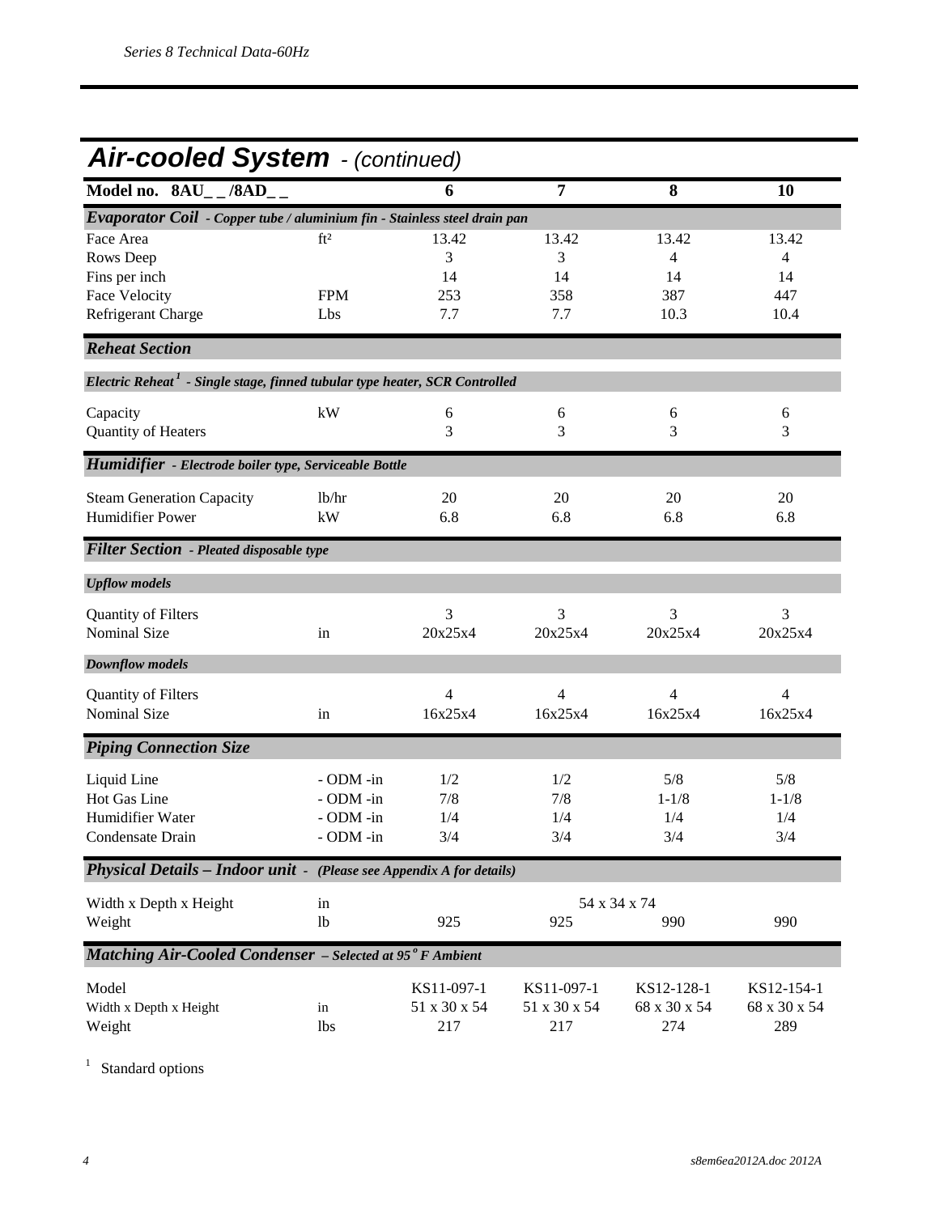## Air-cooled System - (continued)

| Model no. 8AU_ _/8AD_ _ | | 6 | 7 | 8 | 10 |
|---|---|---|---|---|---|
| ***Evaporator Coil** - Copper tube / aluminium fin - Stainless steel drain pan* | | | | | |
| Face Area | ft² | 13.42 | 13.42 | 13.42 | 13.42 |
| Rows Deep | | 3 | 3 | 4 | 4 |
| Fins per inch | | 14 | 14 | 14 | 14 |
| Face Velocity | FPM | 253 | 358 | 387 | 447 |
| Refrigerant Charge | Lbs | 7.7 | 7.7 | 10.3 | 10.4 |
| ***Reheat Section*** | | | | | |
| ***Electric Reheat [1] - Single stage, finned tubular type heater, SCR Controlled*** | | | | | |
| Capacity | kW | 6 | 6 | 6 | 6 |
| Quantity of Heaters | | 3 | 3 | 3 | 3 |
| ***Humidifier** - Electrode boiler type, Serviceable Bottle* | | | | | |
| Steam Generation Capacity | lb/hr | 20 | 20 | 20 | 20 |
| Humidifier Power | kW | 6.8 | 6.8 | 6.8 | 6.8 |
| ***Filter Section** - Pleated disposable type* | | | | | |
| ***Upflow models*** | | | | | |
| Quantity of Filters | | 3 | 3 | 3 | 3 |
| Nominal Size | in | 20x25x4 | 20x25x4 | 20x25x4 | 20x25x4 |
| ***Downflow models*** | | | | | |
| Quantity of Filters | | 4 | 4 | 4 | 4 |
| Nominal Size | in | 16x25x4 | 16x25x4 | 16x25x4 | 16x25x4 |
| ***Piping Connection Size*** | | | | | |
| Liquid Line | - ODM -in | 1/2 | 1/2 | 5/8 | 5/8 |
| Hot Gas Line | - ODM -in | 7/8 | 7/8 | 1-1/8 | 1-1/8 |
| Humidifier Water | - ODM -in | 1/4 | 1/4 | 1/4 | 1/4 |
| Condensate Drain | - ODM -in | 3/4 | 3/4 | 3/4 | 3/4 |
| ***Physical Details – Indoor unit** - (Please see Appendix A for details)* | | | | | |
| Width x Depth x Height | in | 54 x 34 x 74 | | | |
| Weight | lb | 925 | 925 | 990 | 990 |
| ***Matching Air-Cooled Condenser** – Selected at 95° F Ambient* | | | | | |
| Model | | KS11-097-1 | KS11-097-1 | KS12-128-1 | KS12-154-1 |
| Width x Depth x Height | in | 51 x 30 x 54 | 51 x 30 x 54 | 68 x 30 x 54 | 68 x 30 x 54 |
| Weight | lbs | 217 | 217 | 274 | 289 |

[1] Standard options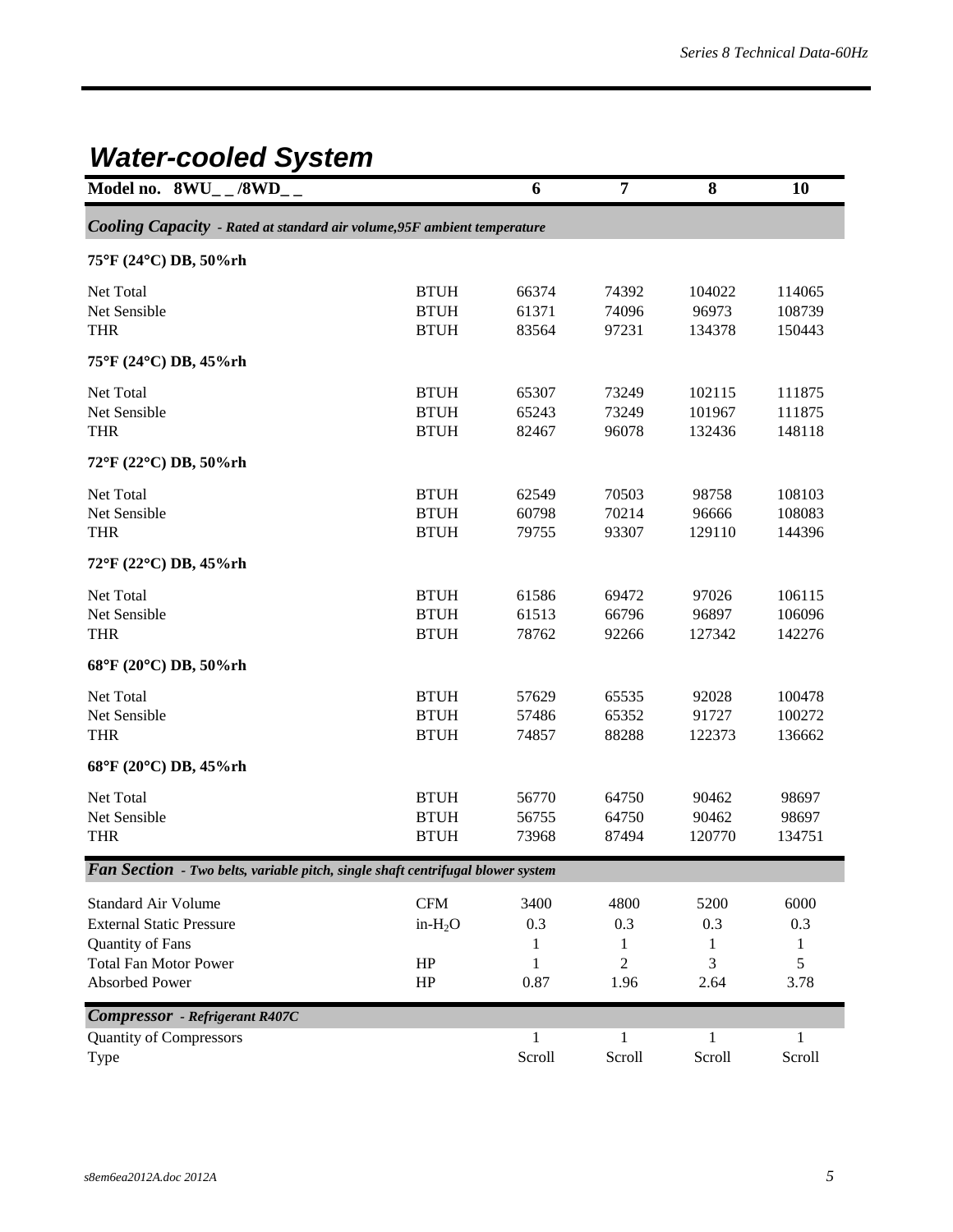## Water-cooled System

| Model no. 8WU_ _/8WD_ _ | | 6 | 7 | 8 | 10 |
|---|---|---|---|---|---|
| ***Cooling Capacity*** *- Rated at standard air volume,95F ambient temperature* | | | | | |
| **75°F (24°C) DB, 50%rh** | | | | | |
| Net Total | BTUH | 66374 | 74392 | 104022 | 114065 |
| Net Sensible | BTUH | 61371 | 74096 | 96973 | 108739 |
| THR | BTUH | 83564 | 97231 | 134378 | 150443 |
| **75°F (24°C) DB, 45%rh** | | | | | |
| Net Total | BTUH | 65307 | 73249 | 102115 | 111875 |
| Net Sensible | BTUH | 65243 | 73249 | 101967 | 111875 |
| THR | BTUH | 82467 | 96078 | 132436 | 148118 |
| **72°F (22°C) DB, 50%rh** | | | | | |
| Net Total | BTUH | 62549 | 70503 | 98758 | 108103 |
| Net Sensible | BTUH | 60798 | 70214 | 96666 | 108083 |
| THR | BTUH | 79755 | 93307 | 129110 | 144396 |
| **72°F (22°C) DB, 45%rh** | | | | | |
| Net Total | BTUH | 61586 | 69472 | 97026 | 106115 |
| Net Sensible | BTUH | 61513 | 66796 | 96897 | 106096 |
| THR | BTUH | 78762 | 92266 | 127342 | 142276 |
| **68°F (20°C) DB, 50%rh** | | | | | |
| Net Total | BTUH | 57629 | 65535 | 92028 | 100478 |
| Net Sensible | BTUH | 57486 | 65352 | 91727 | 100272 |
| THR | BTUH | 74857 | 88288 | 122373 | 136662 |
| **68°F (20°C) DB, 45%rh** | | | | | |
| Net Total | BTUH | 56770 | 64750 | 90462 | 98697 |
| Net Sensible | BTUH | 56755 | 64750 | 90462 | 98697 |
| THR | BTUH | 73968 | 87494 | 120770 | 134751 |
| ***Fan Section*** *- Two belts, variable pitch, single shaft centrifugal blower system* | | | | | |
| Standard Air Volume | CFM | 3400 | 4800 | 5200 | 6000 |
| External Static Pressure | in-$H_2O$ | 0.3 | 0.3 | 0.3 | 0.3 |
| Quantity of Fans | | 1 | 1 | 1 | 1 |
| Total Fan Motor Power | HP | 1 | 2 | 3 | 5 |
| Absorbed Power | HP | 0.87 | 1.96 | 2.64 | 3.78 |
| ***Compressor*** *- Refrigerant R407C* | | | | | |
| Quantity of Compressors | | 1 | 1 | 1 | 1 |
| Type | | Scroll | Scroll | Scroll | Scroll |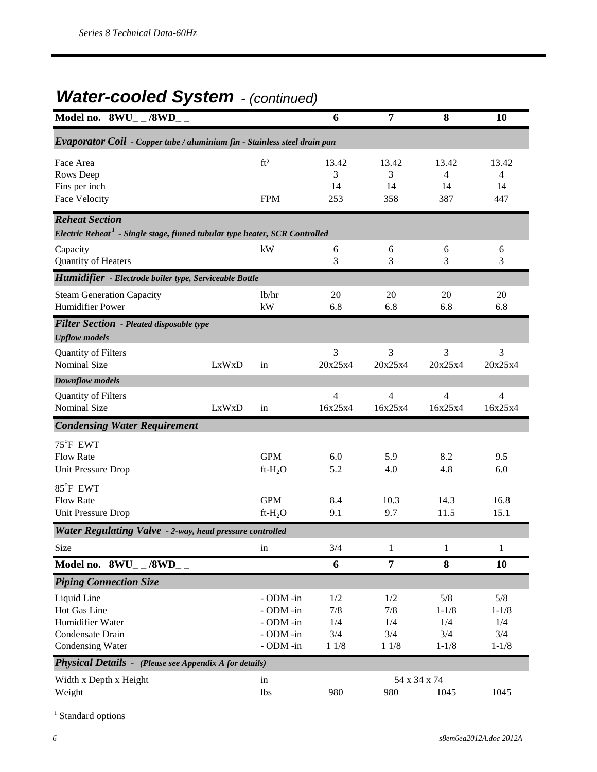## *Water-cooled System* - *(continued)*

| Model no. 8WU_ _/8WD_ _ | | | 6 | 7 | 8 | 10 |
|---|---|---|---|---|---|---|
| ***Evaporator Coil** - Copper tube / aluminium fin - Stainless steel drain pan* | | | | | | |
| Face Area | | ft² | 13.42 | 13.42 | 13.42 | 13.42 |
| Rows Deep | | | 3 | 3 | 4 | 4 |
| Fins per inch | | | 14 | 14 | 14 | 14 |
| Face Velocity | | FPM | 253 | 358 | 387 | 447 |
| ***Reheat Section*** | | | | | | |
| *Electric Reheat [1] - Single stage, finned tubular type heater, SCR Controlled* | | | | | | |
| Capacity | | kW | 6 | 6 | 6 | 6 |
| Quantity of Heaters | | | 3 | 3 | 3 | 3 |
| ***Humidifier** - Electrode boiler type, Serviceable Bottle* | | | | | | |
| Steam Generation Capacity | | lb/hr | 20 | 20 | 20 | 20 |
| Humidifier Power | | kW | 6.8 | 6.8 | 6.8 | 6.8 |
| ***Filter Section** - Pleated disposable type* | | | | | | |
| ***Upflow models*** | | | | | | |
| Quantity of Filters | | | 3 | 3 | 3 | 3 |
| Nominal Size | LxWxD | in | 20x25x4 | 20x25x4 | 20x25x4 | 20x25x4 |
| ***Downflow models*** | | | | | | |
| Quantity of Filters | | | 4 | 4 | 4 | 4 |
| Nominal Size | LxWxD | in | 16x25x4 | 16x25x4 | 16x25x4 | 16x25x4 |
| ***Condensing Water Requirement*** | | | | | | |
| 75°F EWT | | | | | | |
| Flow Rate | | GPM | 6.0 | 5.9 | 8.2 | 9.5 |
| Unit Pressure Drop | | ft-$H_2O$ | 5.2 | 4.0 | 4.8 | 6.0 |
| 85°F EWT | | | | | | |
| Flow Rate | | GPM | 8.4 | 10.3 | 14.3 | 16.8 |
| Unit Pressure Drop | | ft-$H_2O$ | 9.1 | 9.7 | 11.5 | 15.1 |
| ***Water Regulating Valve** - 2-way, head pressure controlled* | | | | | | |
| Size | | in | 3/4 | 1 | 1 | 1 |
| **Model no. 8WU_ _/8WD_ _** | | | **6** | **7** | **8** | **10** |
| ***Piping Connection Size*** | | | | | | |
| Liquid Line | | - ODM -in | 1/2 | 1/2 | 5/8 | 5/8 |
| Hot Gas Line | | - ODM -in | 7/8 | 7/8 | 1-1/8 | 1-1/8 |
| Humidifier Water | | - ODM -in | 1/4 | 1/4 | 1/4 | 1/4 |
| Condensate Drain | | - ODM -in | 3/4 | 3/4 | 3/4 | 3/4 |
| Condensing Water | | - ODM -in | 1 1/8 | 1 1/8 | 1-1/8 | 1-1/8 |
| ***Physical Details** - (Please see Appendix A for details)* | | | | | | |
| Width x Depth x Height | | in | 54 x 34 x 74 | | | |
| Weight | | lbs | 980 | 980 | 1045 | 1045 |

[1] Standard options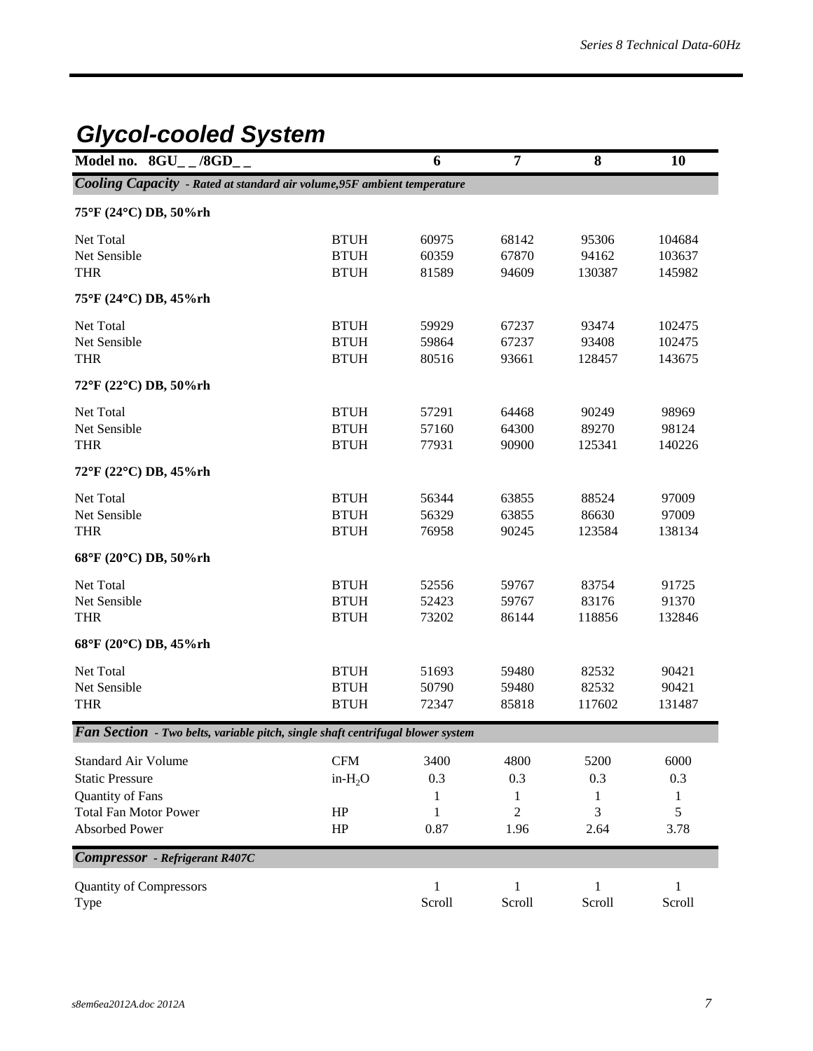# Glycol-cooled System

| Model no. 8GU_ _/8GD_ _ | | 6 | 7 | 8 | 10 |
|---|---|---|---|---|---|
| ***Cooling Capacity** - Rated at standard air volume,95F ambient temperature* | | | | | |
| **75°F (24°C) DB, 50%rh** | | | | | |
| Net Total | BTUH | 60975 | 68142 | 95306 | 104684 |
| Net Sensible | BTUH | 60359 | 67870 | 94162 | 103637 |
| THR | BTUH | 81589 | 94609 | 130387 | 145982 |
| **75°F (24°C) DB, 45%rh** | | | | | |
| Net Total | BTUH | 59929 | 67237 | 93474 | 102475 |
| Net Sensible | BTUH | 59864 | 67237 | 93408 | 102475 |
| THR | BTUH | 80516 | 93661 | 128457 | 143675 |
| **72°F (22°C) DB, 50%rh** | | | | | |
| Net Total | BTUH | 57291 | 64468 | 90249 | 98969 |
| Net Sensible | BTUH | 57160 | 64300 | 89270 | 98124 |
| THR | BTUH | 77931 | 90900 | 125341 | 140226 |
| **72°F (22°C) DB, 45%rh** | | | | | |
| Net Total | BTUH | 56344 | 63855 | 88524 | 97009 |
| Net Sensible | BTUH | 56329 | 63855 | 86630 | 97009 |
| THR | BTUH | 76958 | 90245 | 123584 | 138134 |
| **68°F (20°C) DB, 50%rh** | | | | | |
| Net Total | BTUH | 52556 | 59767 | 83754 | 91725 |
| Net Sensible | BTUH | 52423 | 59767 | 83176 | 91370 |
| THR | BTUH | 73202 | 86144 | 118856 | 132846 |
| **68°F (20°C) DB, 45%rh** | | | | | |
| Net Total | BTUH | 51693 | 59480 | 82532 | 90421 |
| Net Sensible | BTUH | 50790 | 59480 | 82532 | 90421 |
| THR | BTUH | 72347 | 85818 | 117602 | 131487 |
| ***Fan Section** - Two belts, variable pitch, single shaft centrifugal blower system* | | | | | |
| Standard Air Volume | CFM | 3400 | 4800 | 5200 | 6000 |
| Static Pressure | in-$H_2O$ | 0.3 | 0.3 | 0.3 | 0.3 |
| Quantity of Fans | | 1 | 1 | 1 | 1 |
| Total Fan Motor Power | HP | 1 | 2 | 3 | 5 |
| Absorbed Power | HP | 0.87 | 1.96 | 2.64 | 3.78 |
| ***Compressor** - Refrigerant R407C* | | | | | |
| Quantity of Compressors | | 1 | 1 | 1 | 1 |
| Type | | Scroll | Scroll | Scroll | Scroll |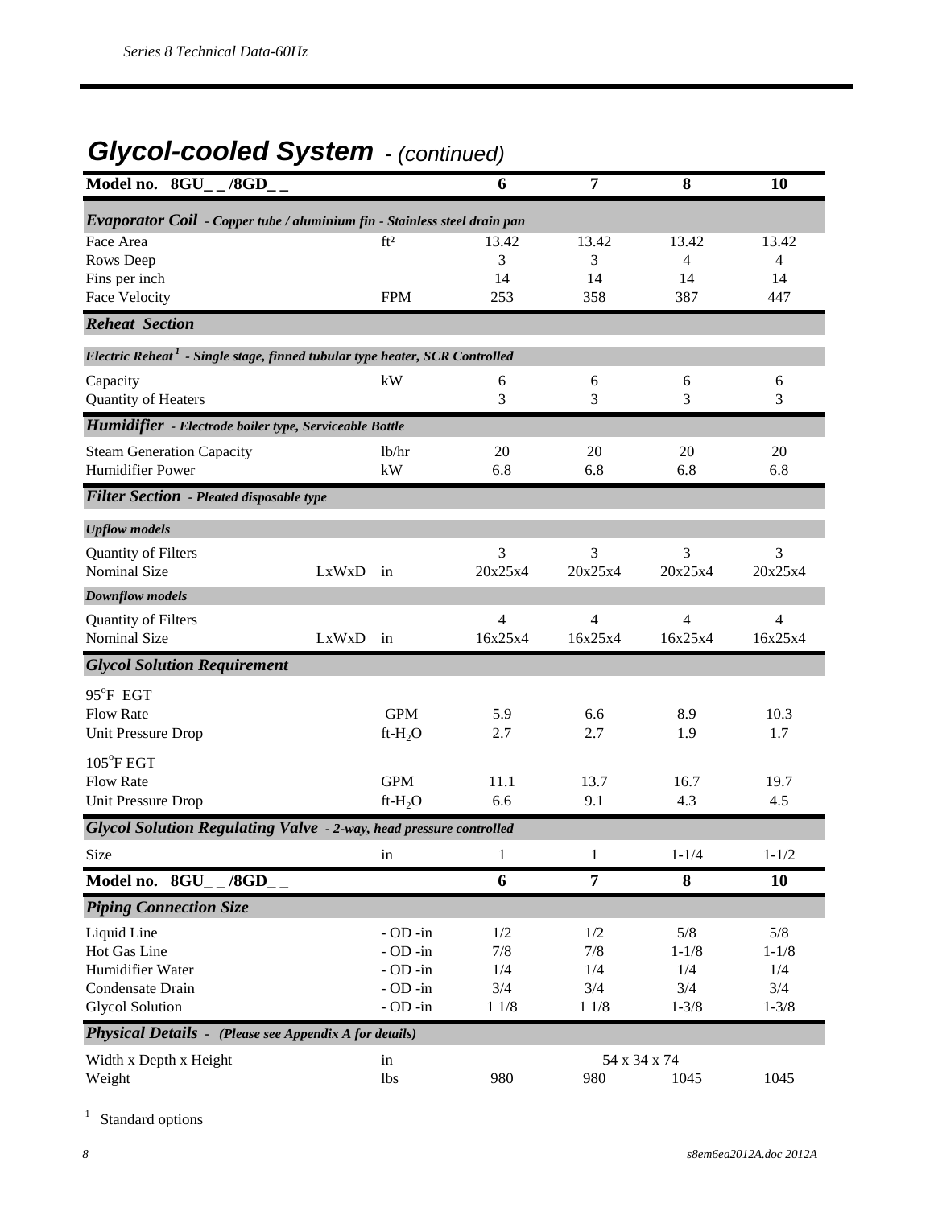## Glycol-cooled System *- (continued)*

| Model no. 8GU_ _/8GD_ _ | | | 6 | 7 | 8 | 10 |
|---|---|---|---|---|---|---|
| ***Evaporator Coil** - Copper tube / aluminium fin - Stainless steel drain pan* | | | | | | |
| Face Area | | ft² | 13.42 | 13.42 | 13.42 | 13.42 |
| Rows Deep | | | 3 | 3 | 4 | 4 |
| Fins per inch | | | 14 | 14 | 14 | 14 |
| Face Velocity | | FPM | 253 | 358 | 387 | 447 |
| ***Reheat Section*** | | | | | | |
| *Electric Reheat [1] - Single stage, finned tubular type heater, SCR Controlled* | | | | | | |
| Capacity | | kW | 6 | 6 | 6 | 6 |
| Quantity of Heaters | | | 3 | 3 | 3 | 3 |
| ***Humidifier** - Electrode boiler type, Serviceable Bottle* | | | | | | |
| Steam Generation Capacity | | lb/hr | 20 | 20 | 20 | 20 |
| Humidifier Power | | kW | 6.8 | 6.8 | 6.8 | 6.8 |
| ***Filter Section** - Pleated disposable type* | | | | | | |
| *Upflow models* | | | | | | |
| Quantity of Filters | | | 3 | 3 | 3 | 3 |
| Nominal Size | LxWxD | in | 20x25x4 | 20x25x4 | 20x25x4 | 20x25x4 |
| *Downflow models* | | | | | | |
| Quantity of Filters | | | 4 | 4 | 4 | 4 |
| Nominal Size | LxWxD | in | 16x25x4 | 16x25x4 | 16x25x4 | 16x25x4 |
| ***Glycol Solution Requirement*** | | | | | | |
| 95°F EGT | | | | | | |
| Flow Rate | | GPM | 5.9 | 6.6 | 8.9 | 10.3 |
| Unit Pressure Drop | | ft-$H_2O$ | 2.7 | 2.7 | 1.9 | 1.7 |
| 105°F EGT | | | | | | |
| Flow Rate | | GPM | 11.1 | 13.7 | 16.7 | 19.7 |
| Unit Pressure Drop | | ft-$H_2O$ | 6.6 | 9.1 | 4.3 | 4.5 |
| ***Glycol Solution Regulating Valve** - 2-way, head pressure controlled* | | | | | | |
| Size | | in | 1 | 1 | 1-1/4 | 1-1/2 |

| Model no. 8GU_ _/8GD_ _ | | 6 | 7 | 8 | 10 |
|---|---|---|---|---|---|
| ***Piping Connection Size*** | | | | | |
| Liquid Line | - OD -in | 1/2 | 1/2 | 5/8 | 5/8 |
| Hot Gas Line | - OD -in | 7/8 | 7/8 | 1-1/8 | 1-1/8 |
| Humidifier Water | - OD -in | 1/4 | 1/4 | 1/4 | 1/4 |
| Condensate Drain | - OD -in | 3/4 | 3/4 | 3/4 | 3/4 |
| Glycol Solution | - OD -in | 1 1/8 | 1 1/8 | 1-3/8 | 1-3/8 |
| ***Physical Details** - (Please see Appendix A for details)* | | | | | |
| Width x Depth x Height | in | 54 x 34 x 74 | | | |
| Weight | lbs | 980 | 980 | 1045 | 1045 |

[1] Standard options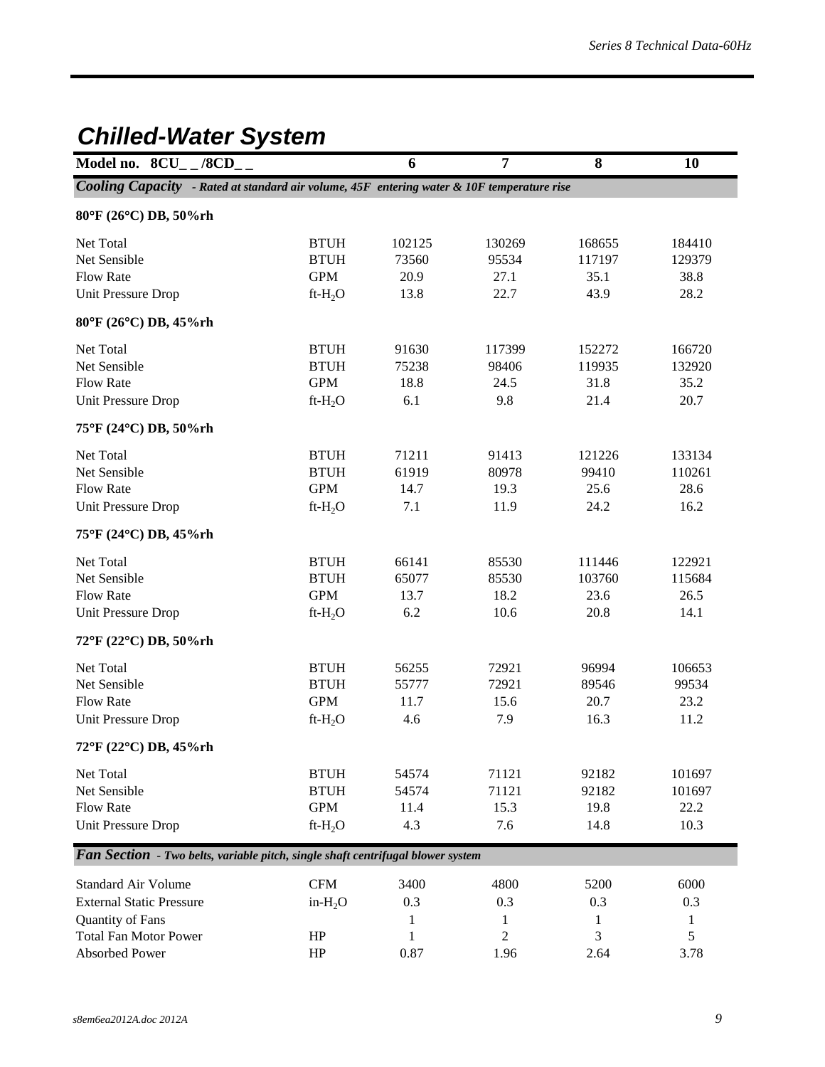# Chilled-Water System

| Model no. 8CU_ _/8CD_ _ | | 6 | 7 | 8 | 10 |
|---|---|---|---|---|---|
| ***Cooling Capacity** - Rated at standard air volume, 45F entering water & 10F temperature rise* | | | | | |
| **80°F (26°C) DB, 50%rh** | | | | | |
| Net Total | BTUH | 102125 | 130269 | 168655 | 184410 |
| Net Sensible | BTUH | 73560 | 95534 | 117197 | 129379 |
| Flow Rate | GPM | 20.9 | 27.1 | 35.1 | 38.8 |
| Unit Pressure Drop | ft-$H_2O$ | 13.8 | 22.7 | 43.9 | 28.2 |
| **80°F (26°C) DB, 45%rh** | | | | | |
| Net Total | BTUH | 91630 | 117399 | 152272 | 166720 |
| Net Sensible | BTUH | 75238 | 98406 | 119935 | 132920 |
| Flow Rate | GPM | 18.8 | 24.5 | 31.8 | 35.2 |
| Unit Pressure Drop | ft-$H_2O$ | 6.1 | 9.8 | 21.4 | 20.7 |
| **75°F (24°C) DB, 50%rh** | | | | | |
| Net Total | BTUH | 71211 | 91413 | 121226 | 133134 |
| Net Sensible | BTUH | 61919 | 80978 | 99410 | 110261 |
| Flow Rate | GPM | 14.7 | 19.3 | 25.6 | 28.6 |
| Unit Pressure Drop | ft-$H_2O$ | 7.1 | 11.9 | 24.2 | 16.2 |
| **75°F (24°C) DB, 45%rh** | | | | | |
| Net Total | BTUH | 66141 | 85530 | 111446 | 122921 |
| Net Sensible | BTUH | 65077 | 85530 | 103760 | 115684 |
| Flow Rate | GPM | 13.7 | 18.2 | 23.6 | 26.5 |
| Unit Pressure Drop | ft-$H_2O$ | 6.2 | 10.6 | 20.8 | 14.1 |
| **72°F (22°C) DB, 50%rh** | | | | | |
| Net Total | BTUH | 56255 | 72921 | 96994 | 106653 |
| Net Sensible | BTUH | 55777 | 72921 | 89546 | 99534 |
| Flow Rate | GPM | 11.7 | 15.6 | 20.7 | 23.2 |
| Unit Pressure Drop | ft-$H_2O$ | 4.6 | 7.9 | 16.3 | 11.2 |
| **72°F (22°C) DB, 45%rh** | | | | | |
| Net Total | BTUH | 54574 | 71121 | 92182 | 101697 |
| Net Sensible | BTUH | 54574 | 71121 | 92182 | 101697 |
| Flow Rate | GPM | 11.4 | 15.3 | 19.8 | 22.2 |
| Unit Pressure Drop | ft-$H_2O$ | 4.3 | 7.6 | 14.8 | 10.3 |
| ***Fan Section** - Two belts, variable pitch, single shaft centrifugal blower system* | | | | | |
| Standard Air Volume | CFM | 3400 | 4800 | 5200 | 6000 |
| External Static Pressure | in-$H_2O$ | 0.3 | 0.3 | 0.3 | 0.3 |
| Quantity of Fans | | 1 | 1 | 1 | 1 |
| Total Fan Motor Power | HP | 1 | 2 | 3 | 5 |
| Absorbed Power | HP | 0.87 | 1.96 | 2.64 | 3.78 |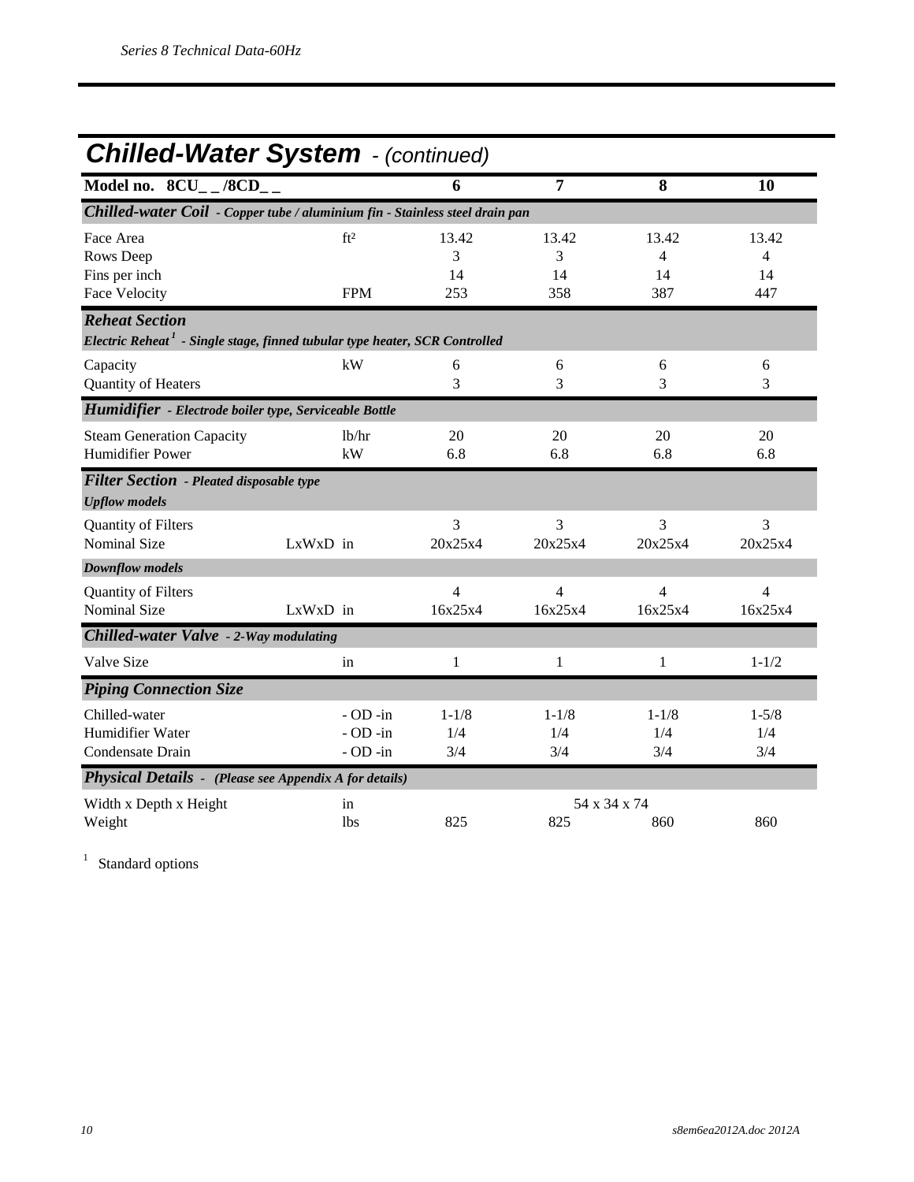## Chilled-Water System - (continued)

| Model no. 8CU_ _/8CD_ _ | | 6 | 7 | 8 | 10 |
|---|---|---|---|---|---|
| ***Chilled-water Coil** - Copper tube / aluminium fin - Stainless steel drain pan* | | | | | |
| Face Area | ft² | 13.42 | 13.42 | 13.42 | 13.42 |
| Rows Deep | | 3 | 3 | 4 | 4 |
| Fins per inch | | 14 | 14 | 14 | 14 |
| Face Velocity | FPM | 253 | 358 | 387 | 447 |
| ***Reheat Section*** | | | | | |
| *Electric Reheat [1] - Single stage, finned tubular type heater, SCR Controlled* | | | | | |
| Capacity | kW | 6 | 6 | 6 | 6 |
| Quantity of Heaters | | 3 | 3 | 3 | 3 |
| ***Humidifier** - Electrode boiler type, Serviceable Bottle* | | | | | |
| Steam Generation Capacity | lb/hr | 20 | 20 | 20 | 20 |
| Humidifier Power | kW | 6.8 | 6.8 | 6.8 | 6.8 |
| ***Filter Section** - Pleated disposable type* | | | | | |
| ***Upflow models*** | | | | | |
| Quantity of Filters | | 3 | 3 | 3 | 3 |
| Nominal Size | LxWxD in | 20x25x4 | 20x25x4 | 20x25x4 | 20x25x4 |
| ***Downflow models*** | | | | | |
| Quantity of Filters | | 4 | 4 | 4 | 4 |
| Nominal Size | LxWxD in | 16x25x4 | 16x25x4 | 16x25x4 | 16x25x4 |
| ***Chilled-water Valve** - 2-Way modulating* | | | | | |
| Valve Size | in | 1 | 1 | 1 | 1-1/2 |
| ***Piping Connection Size*** | | | | | |
| Chilled-water | - OD -in | 1-1/8 | 1-1/8 | 1-1/8 | 1-5/8 |
| Humidifier Water | - OD -in | 1/4 | 1/4 | 1/4 | 1/4 |
| Condensate Drain | - OD -in | 3/4 | 3/4 | 3/4 | 3/4 |
| ***Physical Details** - (Please see Appendix A for details)* | | | | | |
| Width x Depth x Height | in | 54 x 34 x 74 | | | |
| Weight | lbs | 825 | 825 | 860 | 860 |

[1] Standard options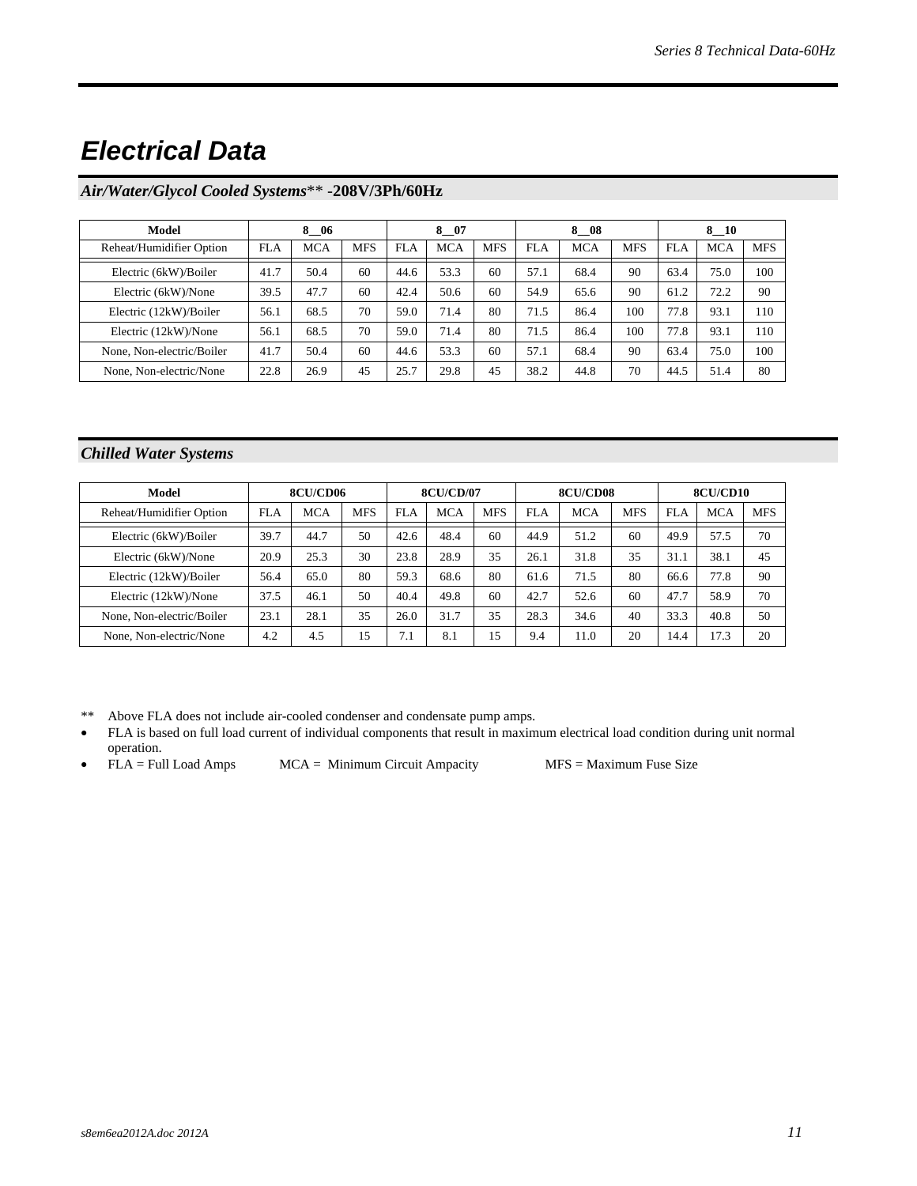# Electrical Data

## *Air/Water/Glycol Cooled Systems*** -208V/3Ph/60Hz**

| Model | 8__06 | | | 8__07 | | | 8__08 | | | 8__10 | | |
|---|---|---|---|---|---|---|---|---|---|---|---|---|
| Reheat/Humidifier Option | FLA | MCA | MFS | FLA | MCA | MFS | FLA | MCA | MFS | FLA | MCA | MFS |
| Electric (6kW)/Boiler | 41.7 | 50.4 | 60 | 44.6 | 53.3 | 60 | 57.1 | 68.4 | 90 | 63.4 | 75.0 | 100 |
| Electric (6kW)/None | 39.5 | 47.7 | 60 | 42.4 | 50.6 | 60 | 54.9 | 65.6 | 90 | 61.2 | 72.2 | 90 |
| Electric (12kW)/Boiler | 56.1 | 68.5 | 70 | 59.0 | 71.4 | 80 | 71.5 | 86.4 | 100 | 77.8 | 93.1 | 110 |
| Electric (12kW)/None | 56.1 | 68.5 | 70 | 59.0 | 71.4 | 80 | 71.5 | 86.4 | 100 | 77.8 | 93.1 | 110 |
| None, Non-electric/Boiler | 41.7 | 50.4 | 60 | 44.6 | 53.3 | 60 | 57.1 | 68.4 | 90 | 63.4 | 75.0 | 100 |
| None, Non-electric/None | 22.8 | 26.9 | 45 | 25.7 | 29.8 | 45 | 38.2 | 44.8 | 70 | 44.5 | 51.4 | 80 |

## *Chilled Water Systems*

| Model | 8CU/CD06 | | | 8CU/CD/07 | | | 8CU/CD08 | | | 8CU/CD10 | | |
|---|---|---|---|---|---|---|---|---|---|---|---|---|
| Reheat/Humidifier Option | FLA | MCA | MFS | FLA | MCA | MFS | FLA | MCA | MFS | FLA | MCA | MFS |
| Electric (6kW)/Boiler | 39.7 | 44.7 | 50 | 42.6 | 48.4 | 60 | 44.9 | 51.2 | 60 | 49.9 | 57.5 | 70 |
| Electric (6kW)/None | 20.9 | 25.3 | 30 | 23.8 | 28.9 | 35 | 26.1 | 31.8 | 35 | 31.1 | 38.1 | 45 |
| Electric (12kW)/Boiler | 56.4 | 65.0 | 80 | 59.3 | 68.6 | 80 | 61.6 | 71.5 | 80 | 66.6 | 77.8 | 90 |
| Electric (12kW)/None | 37.5 | 46.1 | 50 | 40.4 | 49.8 | 60 | 42.7 | 52.6 | 60 | 47.7 | 58.9 | 70 |
| None, Non-electric/Boiler | 23.1 | 28.1 | 35 | 26.0 | 31.7 | 35 | 28.3 | 34.6 | 40 | 33.3 | 40.8 | 50 |
| None, Non-electric/None | 4.2 | 4.5 | 15 | 7.1 | 8.1 | 15 | 9.4 | 11.0 | 20 | 14.4 | 17.3 | 20 |

** Above FLA does not include air-cooled condenser and condensate pump amps.

- FLA is based on full load current of individual components that result in maximum electrical load condition during unit normal operation.
- FLA = Full Load Amps    MCA = Minimum Circuit Ampacity    MFS = Maximum Fuse Size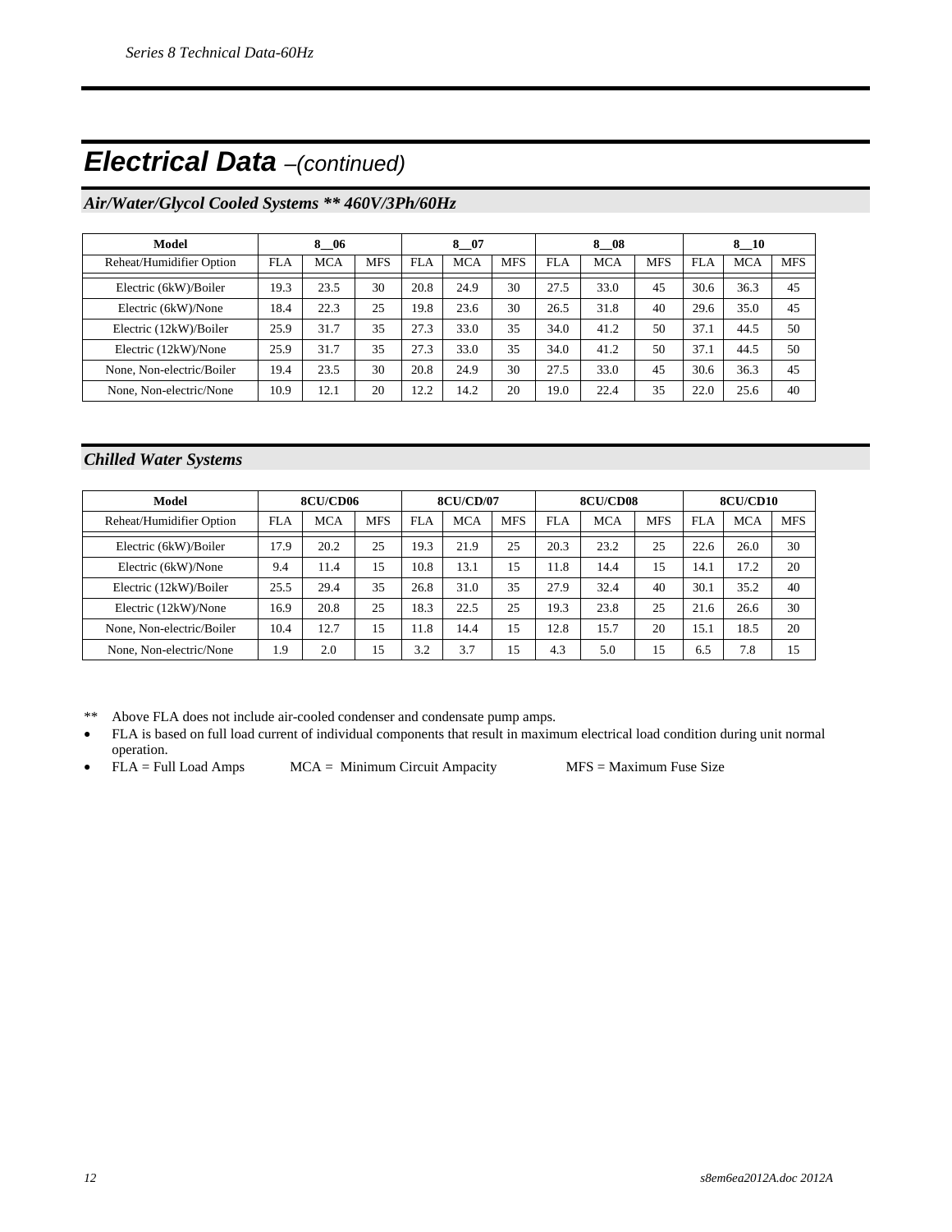# Electrical Data –*(continued)*

## *Air/Water/Glycol Cooled Systems ** 460V/3Ph/60Hz*

| Model | 8__06 | | | 8__07 | | | 8__08 | | | 8__10 | | |
|---|---|---|---|---|---|---|---|---|---|---|---|---|
| Reheat/Humidifier Option | FLA | MCA | MFS | FLA | MCA | MFS | FLA | MCA | MFS | FLA | MCA | MFS |
| Electric (6kW)/Boiler | 19.3 | 23.5 | 30 | 20.8 | 24.9 | 30 | 27.5 | 33.0 | 45 | 30.6 | 36.3 | 45 |
| Electric (6kW)/None | 18.4 | 22.3 | 25 | 19.8 | 23.6 | 30 | 26.5 | 31.8 | 40 | 29.6 | 35.0 | 45 |
| Electric (12kW)/Boiler | 25.9 | 31.7 | 35 | 27.3 | 33.0 | 35 | 34.0 | 41.2 | 50 | 37.1 | 44.5 | 50 |
| Electric (12kW)/None | 25.9 | 31.7 | 35 | 27.3 | 33.0 | 35 | 34.0 | 41.2 | 50 | 37.1 | 44.5 | 50 |
| None, Non-electric/Boiler | 19.4 | 23.5 | 30 | 20.8 | 24.9 | 30 | 27.5 | 33.0 | 45 | 30.6 | 36.3 | 45 |
| None, Non-electric/None | 10.9 | 12.1 | 20 | 12.2 | 14.2 | 20 | 19.0 | 22.4 | 35 | 22.0 | 25.6 | 40 |

## *Chilled Water Systems*

| Model | 8CU/CD06 | | | 8CU/CD/07 | | | 8CU/CD08 | | | 8CU/CD10 | | |
|---|---|---|---|---|---|---|---|---|---|---|---|---|
| Reheat/Humidifier Option | FLA | MCA | MFS | FLA | MCA | MFS | FLA | MCA | MFS | FLA | MCA | MFS |
| Electric (6kW)/Boiler | 17.9 | 20.2 | 25 | 19.3 | 21.9 | 25 | 20.3 | 23.2 | 25 | 22.6 | 26.0 | 30 |
| Electric (6kW)/None | 9.4 | 11.4 | 15 | 10.8 | 13.1 | 15 | 11.8 | 14.4 | 15 | 14.1 | 17.2 | 20 |
| Electric (12kW)/Boiler | 25.5 | 29.4 | 35 | 26.8 | 31.0 | 35 | 27.9 | 32.4 | 40 | 30.1 | 35.2 | 40 |
| Electric (12kW)/None | 16.9 | 20.8 | 25 | 18.3 | 22.5 | 25 | 19.3 | 23.8 | 25 | 21.6 | 26.6 | 30 |
| None, Non-electric/Boiler | 10.4 | 12.7 | 15 | 11.8 | 14.4 | 15 | 12.8 | 15.7 | 20 | 15.1 | 18.5 | 20 |
| None, Non-electric/None | 1.9 | 2.0 | 15 | 3.2 | 3.7 | 15 | 4.3 | 5.0 | 15 | 6.5 | 7.8 | 15 |

** Above FLA does not include air-cooled condenser and condensate pump amps.

- FLA is based on full load current of individual components that result in maximum electrical load condition during unit normal operation.
- FLA = Full Load Amps  MCA = Minimum Circuit Ampacity  MFS = Maximum Fuse Size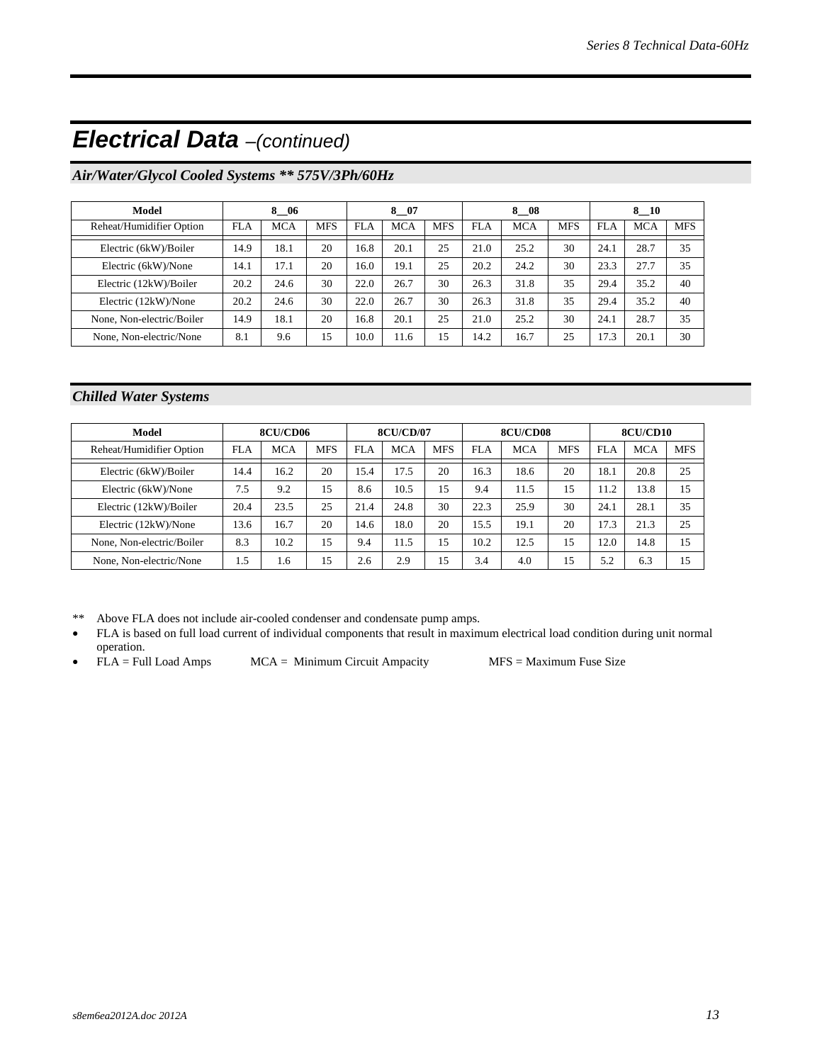# Electrical Data *–(continued)*

## *Air/Water/Glycol Cooled Systems ** 575V/3Ph/60Hz*

| Model | 8__06 | | | 8__07 | | | 8__08 | | | 8__10 | | |
|---|---|---|---|---|---|---|---|---|---|---|---|---|
| Reheat/Humidifier Option | FLA | MCA | MFS | FLA | MCA | MFS | FLA | MCA | MFS | FLA | MCA | MFS |
| Electric (6kW)/Boiler | 14.9 | 18.1 | 20 | 16.8 | 20.1 | 25 | 21.0 | 25.2 | 30 | 24.1 | 28.7 | 35 |
| Electric (6kW)/None | 14.1 | 17.1 | 20 | 16.0 | 19.1 | 25 | 20.2 | 24.2 | 30 | 23.3 | 27.7 | 35 |
| Electric (12kW)/Boiler | 20.2 | 24.6 | 30 | 22.0 | 26.7 | 30 | 26.3 | 31.8 | 35 | 29.4 | 35.2 | 40 |
| Electric (12kW)/None | 20.2 | 24.6 | 30 | 22.0 | 26.7 | 30 | 26.3 | 31.8 | 35 | 29.4 | 35.2 | 40 |
| None, Non-electric/Boiler | 14.9 | 18.1 | 20 | 16.8 | 20.1 | 25 | 21.0 | 25.2 | 30 | 24.1 | 28.7 | 35 |
| None, Non-electric/None | 8.1 | 9.6 | 15 | 10.0 | 11.6 | 15 | 14.2 | 16.7 | 25 | 17.3 | 20.1 | 30 |

## *Chilled Water Systems*

| Model | 8CU/CD06 | | | 8CU/CD/07 | | | 8CU/CD08 | | | 8CU/CD10 | | |
|---|---|---|---|---|---|---|---|---|---|---|---|---|
| Reheat/Humidifier Option | FLA | MCA | MFS | FLA | MCA | MFS | FLA | MCA | MFS | FLA | MCA | MFS |
| Electric (6kW)/Boiler | 14.4 | 16.2 | 20 | 15.4 | 17.5 | 20 | 16.3 | 18.6 | 20 | 18.1 | 20.8 | 25 |
| Electric (6kW)/None | 7.5 | 9.2 | 15 | 8.6 | 10.5 | 15 | 9.4 | 11.5 | 15 | 11.2 | 13.8 | 15 |
| Electric (12kW)/Boiler | 20.4 | 23.5 | 25 | 21.4 | 24.8 | 30 | 22.3 | 25.9 | 30 | 24.1 | 28.1 | 35 |
| Electric (12kW)/None | 13.6 | 16.7 | 20 | 14.6 | 18.0 | 20 | 15.5 | 19.1 | 20 | 17.3 | 21.3 | 25 |
| None, Non-electric/Boiler | 8.3 | 10.2 | 15 | 9.4 | 11.5 | 15 | 10.2 | 12.5 | 15 | 12.0 | 14.8 | 15 |
| None, Non-electric/None | 1.5 | 1.6 | 15 | 2.6 | 2.9 | 15 | 3.4 | 4.0 | 15 | 5.2 | 6.3 | 15 |

** Above FLA does not include air-cooled condenser and condensate pump amps.

- FLA is based on full load current of individual components that result in maximum electrical load condition during unit normal operation.
- FLA = Full Load Amps MCA = Minimum Circuit Ampacity MFS = Maximum Fuse Size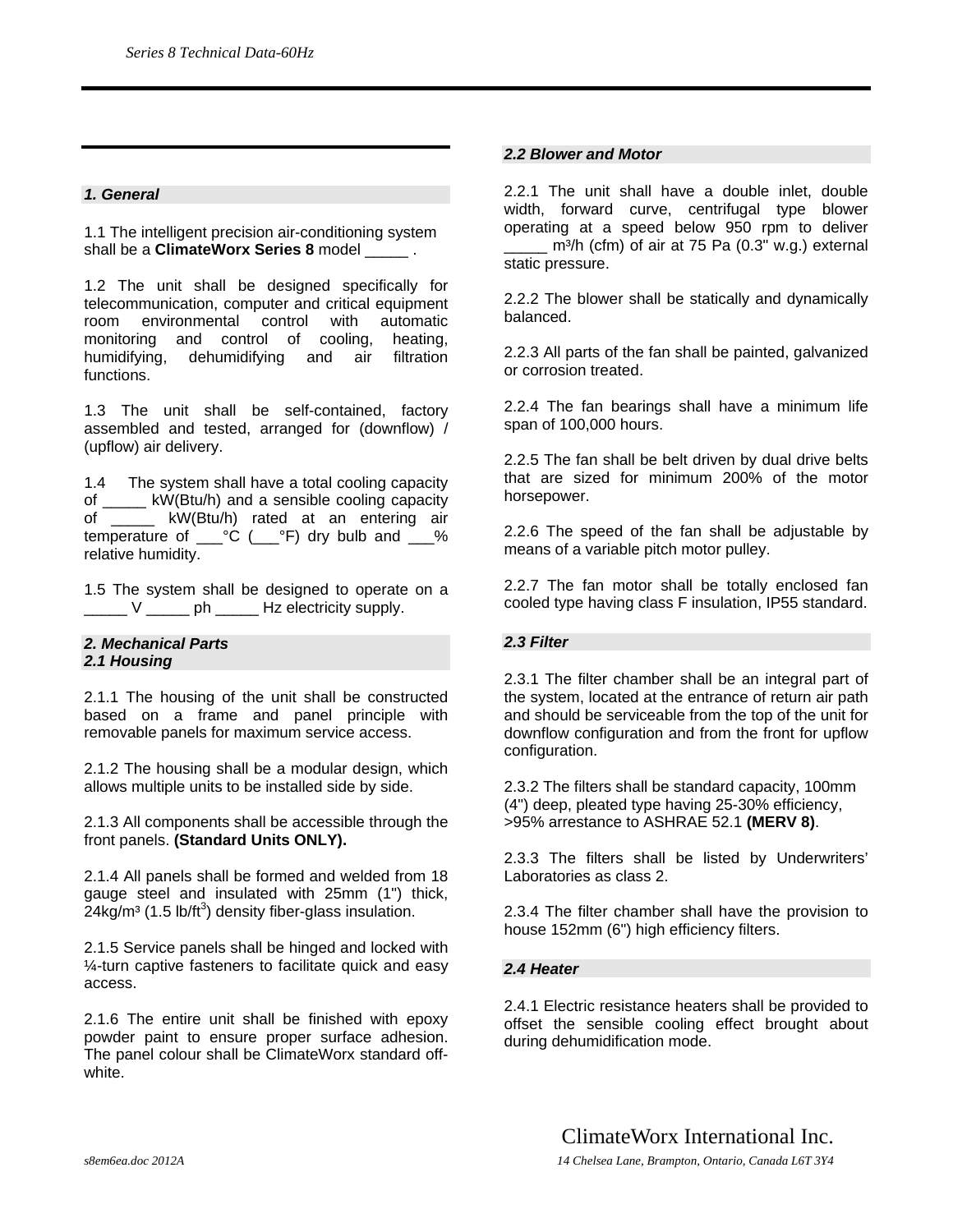## 1. General

1.1 The intelligent precision air-conditioning system shall be a **ClimateWorx Series 8** model _____ .

1.2 The unit shall be designed specifically for telecommunication, computer and critical equipment room environmental control with automatic monitoring and control of cooling, heating, humidifying, dehumidifying and air filtration functions.

1.3 The unit shall be self-contained, factory assembled and tested, arranged for (downflow) / (upflow) air delivery.

1.4 The system shall have a total cooling capacity of _____ kW(Btu/h) and a sensible cooling capacity of _____ kW(Btu/h) rated at an entering air temperature of ___°C (___°F) dry bulb and ___% relative humidity.

1.5 The system shall be designed to operate on a _____ V _____ ph _____ Hz electricity supply.

## 2. Mechanical Parts

### 2.1 Housing

2.1.1 The housing of the unit shall be constructed based on a frame and panel principle with removable panels for maximum service access.

2.1.2 The housing shall be a modular design, which allows multiple units to be installed side by side.

2.1.3 All components shall be accessible through the front panels. **(Standard Units ONLY).**

2.1.4 All panels shall be formed and welded from 18 gauge steel and insulated with 25mm (1") thick, 24kg/m³ (1.5 lb/ft³) density fiber-glass insulation.

2.1.5 Service panels shall be hinged and locked with ¼-turn captive fasteners to facilitate quick and easy access.

2.1.6 The entire unit shall be finished with epoxy powder paint to ensure proper surface adhesion. The panel colour shall be ClimateWorx standard off-white.

### 2.2 Blower and Motor

2.2.1 The unit shall have a double inlet, double width, forward curve, centrifugal type blower operating at a speed below 950 rpm to deliver _____ m³/h (cfm) of air at 75 Pa (0.3" w.g.) external static pressure.

2.2.2 The blower shall be statically and dynamically balanced.

2.2.3 All parts of the fan shall be painted, galvanized or corrosion treated.

2.2.4 The fan bearings shall have a minimum life span of 100,000 hours.

2.2.5 The fan shall be belt driven by dual drive belts that are sized for minimum 200% of the motor horsepower.

2.2.6 The speed of the fan shall be adjustable by means of a variable pitch motor pulley.

2.2.7 The fan motor shall be totally enclosed fan cooled type having class F insulation, IP55 standard.

### 2.3 Filter

2.3.1 The filter chamber shall be an integral part of the system, located at the entrance of return air path and should be serviceable from the top of the unit for downflow configuration and from the front for upflow configuration.

2.3.2 The filters shall be standard capacity, 100mm (4") deep, pleated type having 25-30% efficiency, >95% arrestance to ASHRAE 52.1 **(MERV 8)**.

2.3.3 The filters shall be listed by Underwriters' Laboratories as class 2.

2.3.4 The filter chamber shall have the provision to house 152mm (6") high efficiency filters.

### 2.4 Heater

2.4.1 Electric resistance heaters shall be provided to offset the sensible cooling effect brought about during dehumidification mode.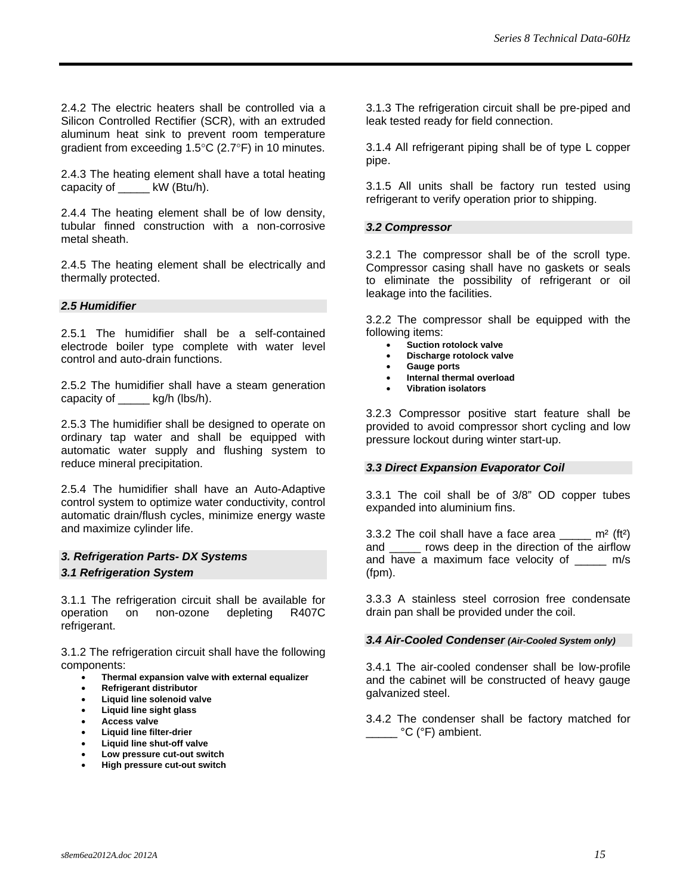2.4.2 The electric heaters shall be controlled via a Silicon Controlled Rectifier (SCR), with an extruded aluminum heat sink to prevent room temperature gradient from exceeding 1.5°C (2.7°F) in 10 minutes.

2.4.3 The heating element shall have a total heating capacity of _____ kW (Btu/h).

2.4.4 The heating element shall be of low density, tubular finned construction with a non-corrosive metal sheath.

2.4.5 The heating element shall be electrically and thermally protected.

### *2.5 Humidifier*

2.5.1 The humidifier shall be a self-contained electrode boiler type complete with water level control and auto-drain functions.

2.5.2 The humidifier shall have a steam generation capacity of _____ kg/h (lbs/h).

2.5.3 The humidifier shall be designed to operate on ordinary tap water and shall be equipped with automatic water supply and flushing system to reduce mineral precipitation.

2.5.4 The humidifier shall have an Auto-Adaptive control system to optimize water conductivity, control automatic drain/flush cycles, minimize energy waste and maximize cylinder life.

## *3. Refrigeration Parts- DX Systems*

### *3.1 Refrigeration System*

3.1.1 The refrigeration circuit shall be available for operation on non-ozone depleting R407C refrigerant.

3.1.2 The refrigeration circuit shall have the following components:

- **Thermal expansion valve with external equalizer**
- **Refrigerant distributor**
- **Liquid line solenoid valve**
- **Liquid line sight glass**
- **Access valve**
- **Liquid line filter-drier**
- **Liquid line shut-off valve**
- **Low pressure cut-out switch**
- **High pressure cut-out switch**

3.1.3 The refrigeration circuit shall be pre-piped and leak tested ready for field connection.

3.1.4 All refrigerant piping shall be of type L copper pipe.

3.1.5 All units shall be factory run tested using refrigerant to verify operation prior to shipping.

### *3.2 Compressor*

3.2.1 The compressor shall be of the scroll type. Compressor casing shall have no gaskets or seals to eliminate the possibility of refrigerant or oil leakage into the facilities.

3.2.2 The compressor shall be equipped with the following items:

- **Suction rotolock valve**
- **Discharge rotolock valve**
- **Gauge ports**
- **Internal thermal overload**
- **Vibration isolators**

3.2.3 Compressor positive start feature shall be provided to avoid compressor short cycling and low pressure lockout during winter start-up.

### *3.3 Direct Expansion Evaporator Coil*

3.3.1 The coil shall be of 3/8" OD copper tubes expanded into aluminium fins.

3.3.2 The coil shall have a face area _____ m² (ft²) and _____ rows deep in the direction of the airflow and have a maximum face velocity of _____ m/s (fpm).

3.3.3 A stainless steel corrosion free condensate drain pan shall be provided under the coil.

### *3.4 Air-Cooled Condenser (Air-Cooled System only)*

3.4.1 The air-cooled condenser shall be low-profile and the cabinet will be constructed of heavy gauge galvanized steel.

3.4.2 The condenser shall be factory matched for _____ °C (°F) ambient.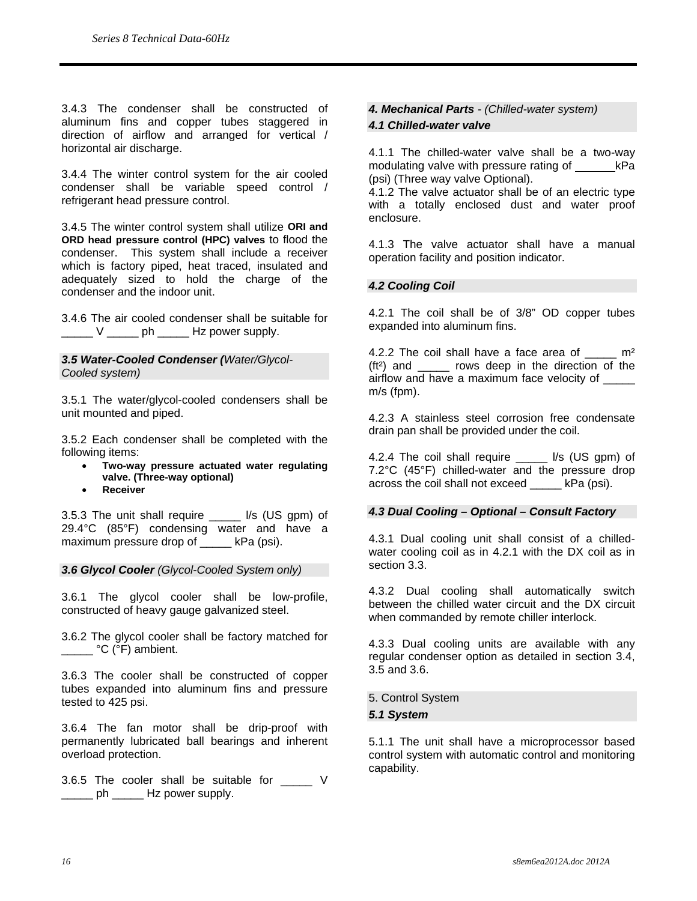3.4.3 The condenser shall be constructed of aluminum fins and copper tubes staggered in direction of airflow and arranged for vertical / horizontal air discharge.

3.4.4 The winter control system for the air cooled condenser shall be variable speed control / refrigerant head pressure control.

3.4.5 The winter control system shall utilize **ORI and ORD head pressure control (HPC) valves** to flood the condenser. This system shall include a receiver which is factory piped, heat traced, insulated and adequately sized to hold the charge of the condenser and the indoor unit.

3.4.6 The air cooled condenser shall be suitable for _____ V _____ ph _____ Hz power supply.

### *3.5 Water-Cooled Condenser (Water/Glycol-Cooled system)*

3.5.1 The water/glycol-cooled condensers shall be unit mounted and piped.

3.5.2 Each condenser shall be completed with the following items:

- **Two-way pressure actuated water regulating valve. (Three-way optional)**
- **Receiver**

3.5.3 The unit shall require _____ l/s (US gpm) of 29.4°C (85°F) condensing water and have a maximum pressure drop of _____ kPa (psi).

### *3.6 Glycol Cooler (Glycol-Cooled System only)*

3.6.1 The glycol cooler shall be low-profile, constructed of heavy gauge galvanized steel.

3.6.2 The glycol cooler shall be factory matched for _____ °C (°F) ambient.

3.6.3 The cooler shall be constructed of copper tubes expanded into aluminum fins and pressure tested to 425 psi.

3.6.4 The fan motor shall be drip-proof with permanently lubricated ball bearings and inherent overload protection.

3.6.5 The cooler shall be suitable for _____ V _____ ph _____ Hz power supply.

## *4. Mechanical Parts - (Chilled-water system)*

### *4.1 Chilled-water valve*

4.1.1 The chilled-water valve shall be a two-way modulating valve with pressure rating of ______kPa (psi) (Three way valve Optional).

4.1.2 The valve actuator shall be of an electric type with a totally enclosed dust and water proof enclosure.

4.1.3 The valve actuator shall have a manual operation facility and position indicator.

### *4.2 Cooling Coil*

4.2.1 The coil shall be of 3/8" OD copper tubes expanded into aluminum fins.

4.2.2 The coil shall have a face area of _____ m² (ft²) and _____ rows deep in the direction of the airflow and have a maximum face velocity of _____ m/s (fpm).

4.2.3 A stainless steel corrosion free condensate drain pan shall be provided under the coil.

4.2.4 The coil shall require _____ l/s (US gpm) of 7.2°C (45°F) chilled-water and the pressure drop across the coil shall not exceed _____ kPa (psi).

### *4.3 Dual Cooling – Optional – Consult Factory*

4.3.1 Dual cooling unit shall consist of a chilled-water cooling coil as in 4.2.1 with the DX coil as in section 3.3.

4.3.2 Dual cooling shall automatically switch between the chilled water circuit and the DX circuit when commanded by remote chiller interlock.

4.3.3 Dual cooling units are available with any regular condenser option as detailed in section 3.4, 3.5 and 3.6.

## 5. Control System

### *5.1 System*

5.1.1 The unit shall have a microprocessor based control system with automatic control and monitoring capability.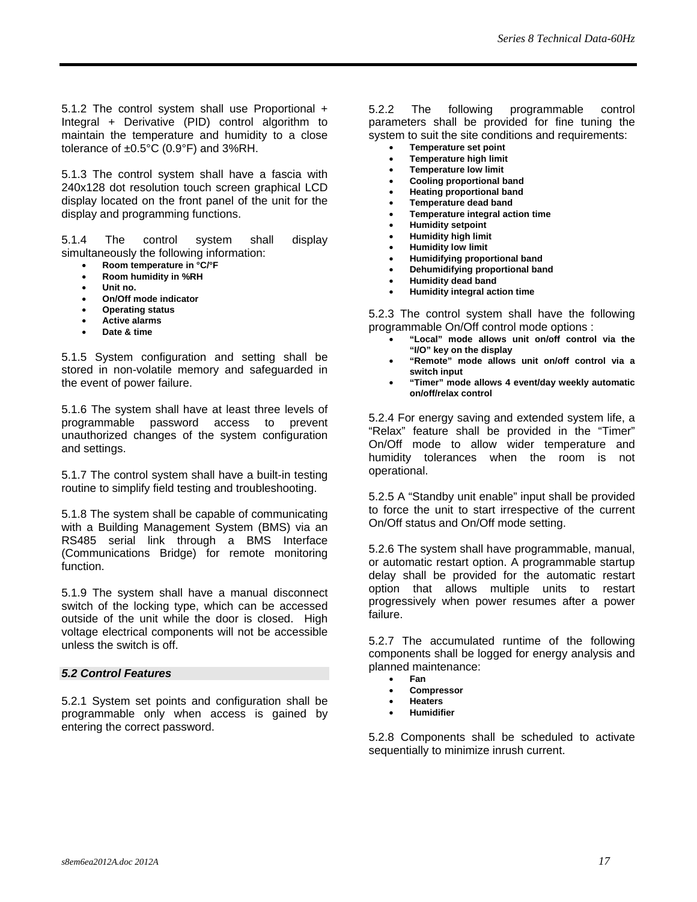5.1.2 The control system shall use Proportional + Integral + Derivative (PID) control algorithm to maintain the temperature and humidity to a close tolerance of ±0.5°C (0.9°F) and 3%RH.

5.1.3 The control system shall have a fascia with 240x128 dot resolution touch screen graphical LCD display located on the front panel of the unit for the display and programming functions.

5.1.4 The control system shall display simultaneously the following information:

- **Room temperature in °C/°F**
- **Room humidity in %RH**
- **Unit no.**
- **On/Off mode indicator**
- **Operating status**
- **Active alarms**
- **Date & time**

5.1.5 System configuration and setting shall be stored in non-volatile memory and safeguarded in the event of power failure.

5.1.6 The system shall have at least three levels of programmable password access to prevent unauthorized changes of the system configuration and settings.

5.1.7 The control system shall have a built-in testing routine to simplify field testing and troubleshooting.

5.1.8 The system shall be capable of communicating with a Building Management System (BMS) via an RS485 serial link through a BMS Interface (Communications Bridge) for remote monitoring function.

5.1.9 The system shall have a manual disconnect switch of the locking type, which can be accessed outside of the unit while the door is closed. High voltage electrical components will not be accessible unless the switch is off.

### *5.2 Control Features*

5.2.1 System set points and configuration shall be programmable only when access is gained by entering the correct password.

5.2.2 The following programmable control parameters shall be provided for fine tuning the system to suit the site conditions and requirements:

- **Temperature set point**
- **Temperature high limit**
- **Temperature low limit**
- **Cooling proportional band**
- **Heating proportional band**
- **Temperature dead band**
- **Temperature integral action time**
- **Humidity setpoint**
- **Humidity high limit**
- **Humidity low limit**
- **Humidifying proportional band**
- **Dehumidifying proportional band**
- **Humidity dead band**
- **Humidity integral action time**

5.2.3 The control system shall have the following programmable On/Off control mode options :

- **"Local" mode allows unit on/off control via the "I/O" key on the display**
- **"Remote" mode allows unit on/off control via a switch input**
- **"Timer" mode allows 4 event/day weekly automatic on/off/relax control**

5.2.4 For energy saving and extended system life, a "Relax" feature shall be provided in the "Timer" On/Off mode to allow wider temperature and humidity tolerances when the room is not operational.

5.2.5 A "Standby unit enable" input shall be provided to force the unit to start irrespective of the current On/Off status and On/Off mode setting.

5.2.6 The system shall have programmable, manual, or automatic restart option. A programmable startup delay shall be provided for the automatic restart option that allows multiple units to restart progressively when power resumes after a power failure.

5.2.7 The accumulated runtime of the following components shall be logged for energy analysis and planned maintenance:

- **Fan**
- **Compressor**
- **Heaters**
- **Humidifier**

5.2.8 Components shall be scheduled to activate sequentially to minimize inrush current.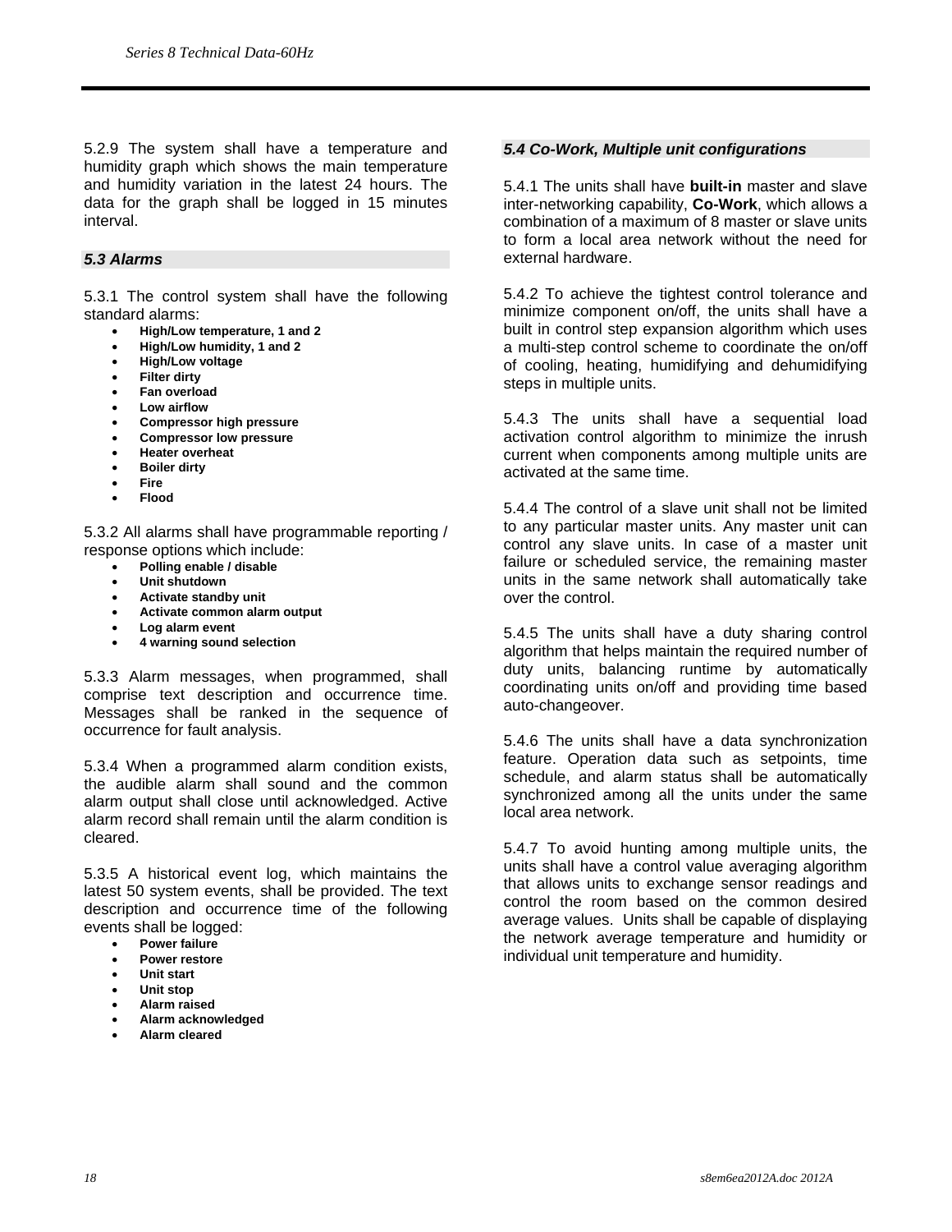5.2.9 The system shall have a temperature and humidity graph which shows the main temperature and humidity variation in the latest 24 hours. The data for the graph shall be logged in 15 minutes interval.

### *5.3 Alarms*

5.3.1 The control system shall have the following standard alarms:

- **High/Low temperature, 1 and 2**
- **High/Low humidity, 1 and 2**
- **High/Low voltage**
- **Filter dirty**
- **Fan overload**
- **Low airflow**
- **Compressor high pressure**
- **Compressor low pressure**
- **Heater overheat**
- **Boiler dirty**
- **Fire**
- **Flood**

5.3.2 All alarms shall have programmable reporting / response options which include:

- **Polling enable / disable**
- **Unit shutdown**
- **Activate standby unit**
- **Activate common alarm output**
- **Log alarm event**
- **4 warning sound selection**

5.3.3 Alarm messages, when programmed, shall comprise text description and occurrence time. Messages shall be ranked in the sequence of occurrence for fault analysis.

5.3.4 When a programmed alarm condition exists, the audible alarm shall sound and the common alarm output shall close until acknowledged. Active alarm record shall remain until the alarm condition is cleared.

5.3.5 A historical event log, which maintains the latest 50 system events, shall be provided. The text description and occurrence time of the following events shall be logged:

- **Power failure**
- **Power restore**
- **Unit start**
- **Unit stop**
- **Alarm raised**
- **Alarm acknowledged**
- **Alarm cleared**

### *5.4 Co-Work, Multiple unit configurations*

5.4.1 The units shall have **built-in** master and slave inter-networking capability, **Co-Work**, which allows a combination of a maximum of 8 master or slave units to form a local area network without the need for external hardware.

5.4.2 To achieve the tightest control tolerance and minimize component on/off, the units shall have a built in control step expansion algorithm which uses a multi-step control scheme to coordinate the on/off of cooling, heating, humidifying and dehumidifying steps in multiple units.

5.4.3 The units shall have a sequential load activation control algorithm to minimize the inrush current when components among multiple units are activated at the same time.

5.4.4 The control of a slave unit shall not be limited to any particular master units. Any master unit can control any slave units. In case of a master unit failure or scheduled service, the remaining master units in the same network shall automatically take over the control.

5.4.5 The units shall have a duty sharing control algorithm that helps maintain the required number of duty units, balancing runtime by automatically coordinating units on/off and providing time based auto-changeover.

5.4.6 The units shall have a data synchronization feature. Operation data such as setpoints, time schedule, and alarm status shall be automatically synchronized among all the units under the same local area network.

5.4.7 To avoid hunting among multiple units, the units shall have a control value averaging algorithm that allows units to exchange sensor readings and control the room based on the common desired average values. Units shall be capable of displaying the network average temperature and humidity or individual unit temperature and humidity.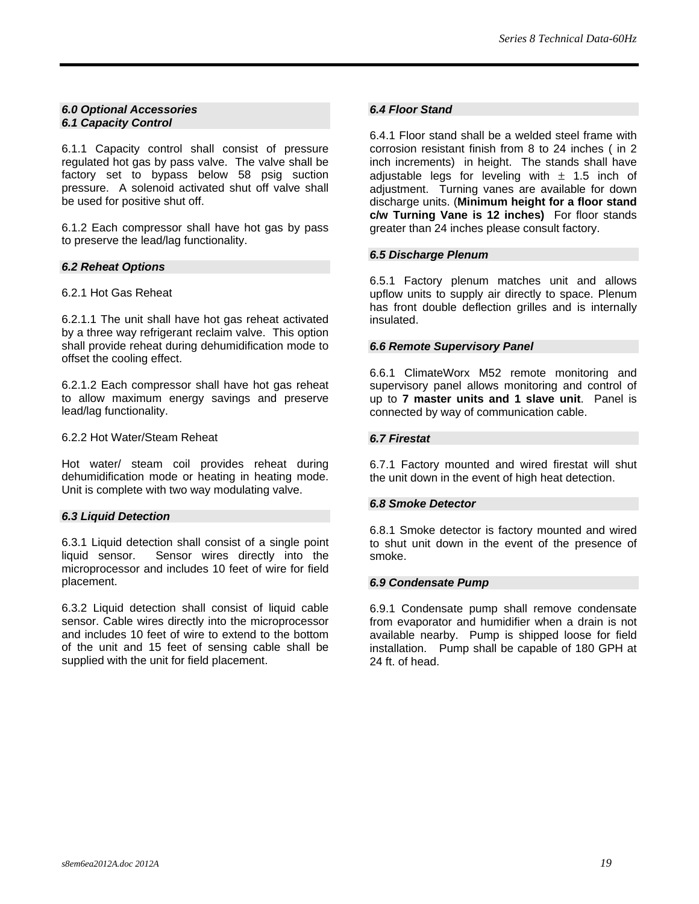### *6.0 Optional Accessories*
### *6.1 Capacity Control*

6.1.1 Capacity control shall consist of pressure regulated hot gas by pass valve. The valve shall be factory set to bypass below 58 psig suction pressure. A solenoid activated shut off valve shall be used for positive shut off.

6.1.2 Each compressor shall have hot gas by pass to preserve the lead/lag functionality.

### *6.2 Reheat Options*

6.2.1 Hot Gas Reheat

6.2.1.1 The unit shall have hot gas reheat activated by a three way refrigerant reclaim valve. This option shall provide reheat during dehumidification mode to offset the cooling effect.

6.2.1.2 Each compressor shall have hot gas reheat to allow maximum energy savings and preserve lead/lag functionality.

6.2.2 Hot Water/Steam Reheat

Hot water/ steam coil provides reheat during dehumidification mode or heating in heating mode. Unit is complete with two way modulating valve.

### *6.3 Liquid Detection*

6.3.1 Liquid detection shall consist of a single point liquid sensor. Sensor wires directly into the microprocessor and includes 10 feet of wire for field placement.

6.3.2 Liquid detection shall consist of liquid cable sensor. Cable wires directly into the microprocessor and includes 10 feet of wire to extend to the bottom of the unit and 15 feet of sensing cable shall be supplied with the unit for field placement.

### *6.4 Floor Stand*

6.4.1 Floor stand shall be a welded steel frame with corrosion resistant finish from 8 to 24 inches ( in 2 inch increments) in height. The stands shall have adjustable legs for leveling with ± 1.5 inch of adjustment. Turning vanes are available for down discharge units. (**Minimum height for a floor stand c/w Turning Vane is 12 inches)** For floor stands greater than 24 inches please consult factory.

### *6.5 Discharge Plenum*

6.5.1 Factory plenum matches unit and allows upflow units to supply air directly to space. Plenum has front double deflection grilles and is internally insulated.

### *6.6 Remote Supervisory Panel*

6.6.1 ClimateWorx M52 remote monitoring and supervisory panel allows monitoring and control of up to **7 master units and 1 slave unit**. Panel is connected by way of communication cable.

### *6.7 Firestat*

6.7.1 Factory mounted and wired firestat will shut the unit down in the event of high heat detection.

### *6.8 Smoke Detector*

6.8.1 Smoke detector is factory mounted and wired to shut unit down in the event of the presence of smoke.

### *6.9 Condensate Pump*

6.9.1 Condensate pump shall remove condensate from evaporator and humidifier when a drain is not available nearby. Pump is shipped loose for field installation. Pump shall be capable of 180 GPH at 24 ft. of head.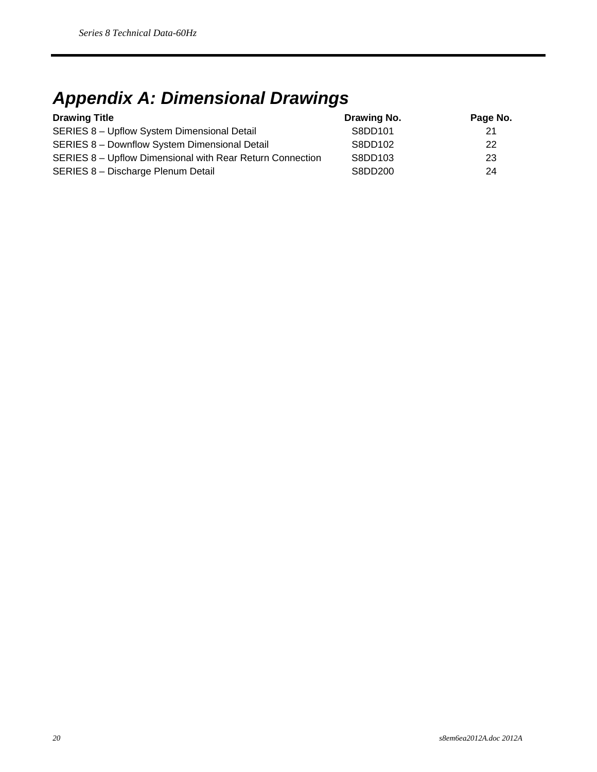# Appendix A: Dimensional Drawings

| Drawing Title | Drawing No. | Page No. |
|---|---|---|
| SERIES 8 – Upflow System Dimensional Detail | S8DD101 | 21 |
| SERIES 8 – Downflow System Dimensional Detail | S8DD102 | 22 |
| SERIES 8 – Upflow Dimensional with Rear Return Connection | S8DD103 | 23 |
| SERIES 8 – Discharge Plenum Detail | S8DD200 | 24 |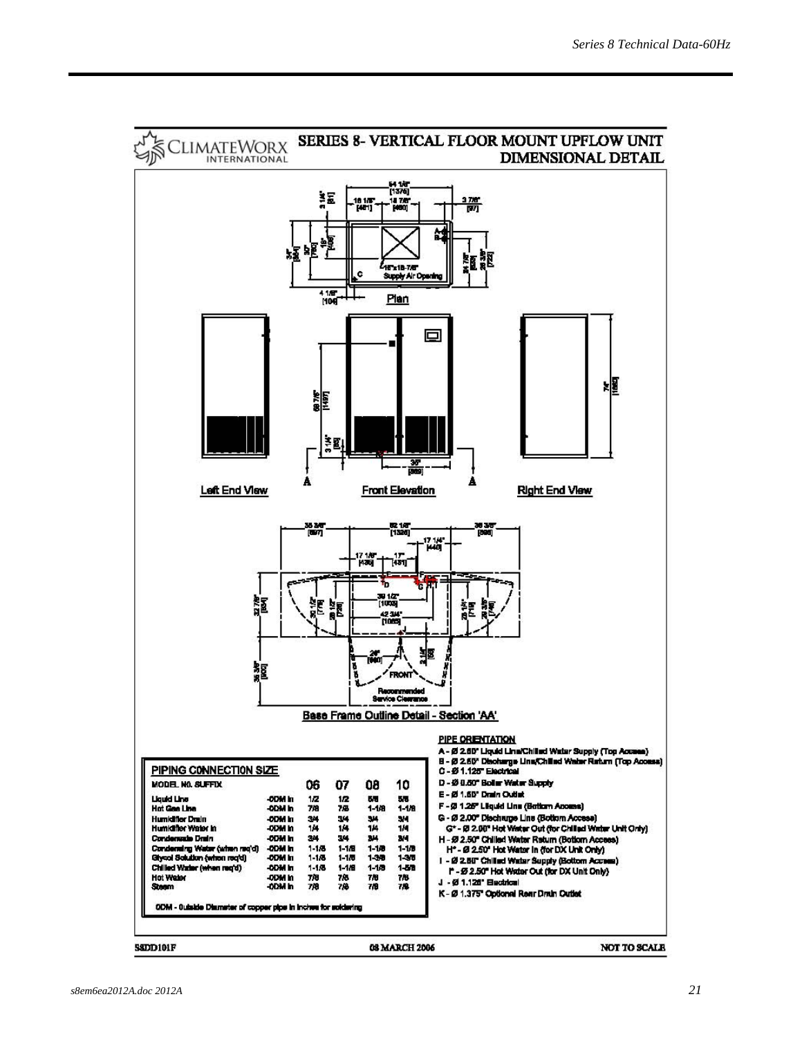# SERIES 8- VERTICAL FLOOR MOUNT UPFLOW UNIT DIMENSIONAL DETAIL

CLIMATEWORX INTERNATIONAL

Plan

Left End View

Front Elevation

Right End View

Base Frame Outline Detail - Section 'AA'

## PIPING CONNECTION SIZE

| MODEL NO. SUFFIX | | 06 | 07 | 08 | 10 |
|---|---|---|---|---|---|
| Liquid Line | -ODM in | 1/2 | 1/2 | 5/8 | 5/8 |
| Hot Gas Line | -ODM in | 7/8 | 7/8 | 1-1/8 | 1-1/8 |
| Humidifier Drain | -ODM in | 3/4 | 3/4 | 3/4 | 3/4 |
| Humidifier Water In | -ODM in | 1/4 | 1/4 | 1/4 | 1/4 |
| Condensate Drain | -ODM in | 3/4 | 3/4 | 3/4 | 3/4 |
| Condensing Water (when req'd) | -ODM in | 1-1/8 | 1-1/8 | 1-1/8 | 1-1/8 |
| Glycol Solution (when req'd) | -ODM in | 1-1/8 | 1-1/8 | 1-3/8 | 1-3/8 |
| Chilled Water (when req'd) | -ODM in | 1-1/8 | 1-1/8 | 1-1/8 | 1-5/8 |
| Hot Water | -ODM in | 7/8 | 7/8 | 7/8 | 7/8 |
| Steam | -ODM in | 7/8 | 7/8 | 7/8 | 7/8 |

ODM - Outside Diameter of copper pipe in inches for soldering

## PIPE ORIENTATION

- A - Ø 2.50" Liquid Line/Chilled Water Supply (Top Access)
- B - Ø 2.50" Discharge Line/Chilled Water Return (Top Access)
- C - Ø 1.125" Electrical
- D - Ø 0.50" Boiler Water Supply
- E - Ø 1.50" Drain Outlet
- F - Ø 1.25" Liquid Line (Bottom Access)
- G - Ø 2.00" Discharge Line (Bottom Access)
  - G* - Ø 2.00" Hot Water Out (for Chilled Water Unit Only)
- H - Ø 2.50" Chilled Water Return (Bottom Access)
  - H* - Ø 2.50" Hot Water In (for DX Unit Only)
- I - Ø 2.50" Chilled Water Supply (Bottom Access)
  - I* - Ø 2.50" Hot Water Out (for DX Unit Only)
- J - Ø 1.125" Electrical
- K - Ø 1.375" Optional Rear Drain Outlet

S8DD101F | 08 MARCH 2006 | NOT TO SCALE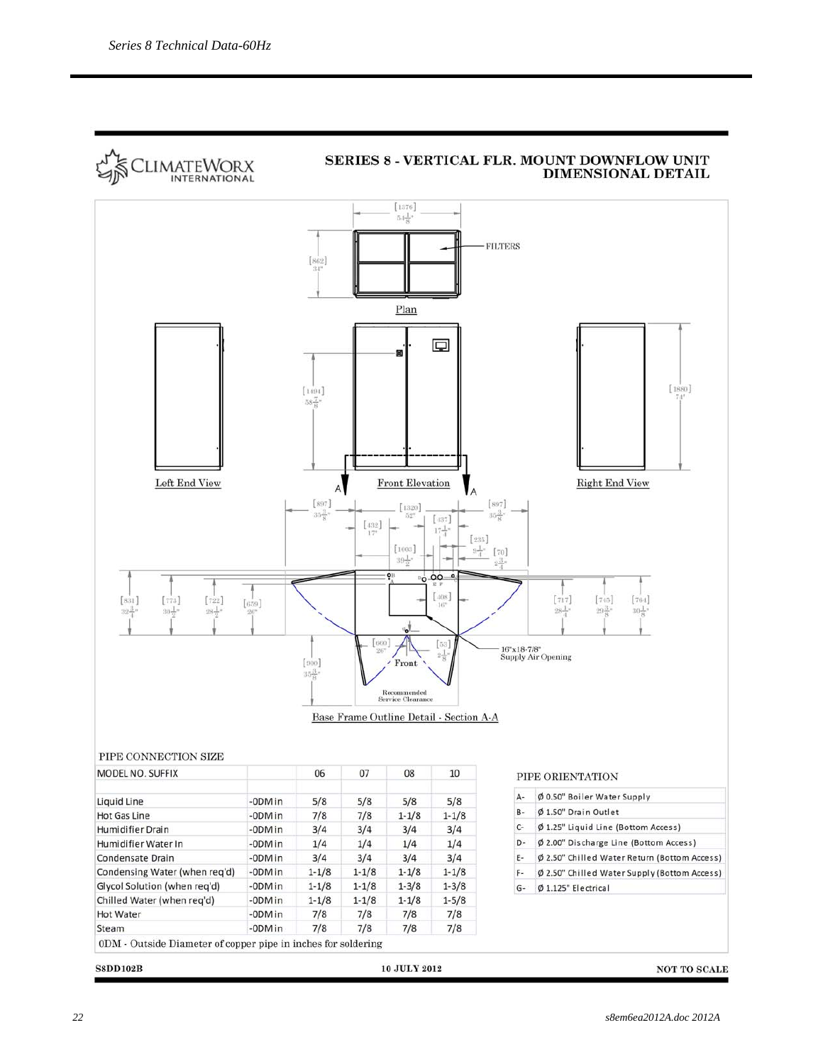## SERIES 8 - VERTICAL FLR. MOUNT DOWNFLOW UNIT DIMENSIONAL DETAIL

PIPE CONNECTION SIZE

| MODEL NO. SUFFIX | | 06 | 07 | 08 | 10 |
|---|---|---|---|---|---|
| Liquid Line | -ODM in | 5/8 | 5/8 | 5/8 | 5/8 |
| Hot Gas Line | -ODM in | 7/8 | 7/8 | 1-1/8 | 1-1/8 |
| Humidifier Drain | -ODM in | 3/4 | 3/4 | 3/4 | 3/4 |
| Humidifier Water In | -ODM in | 1/4 | 1/4 | 1/4 | 1/4 |
| Condensate Drain | -ODM in | 3/4 | 3/4 | 3/4 | 3/4 |
| Condensing Water (when req'd) | -ODM in | 1-1/8 | 1-1/8 | 1-1/8 | 1-1/8 |
| Glycol Solution (when req'd) | -ODM in | 1-1/8 | 1-1/8 | 1-3/8 | 1-3/8 |
| Chilled Water (when req'd) | -ODM in | 1-1/8 | 1-1/8 | 1-1/8 | 1-5/8 |
| Hot Water | -ODM in | 7/8 | 7/8 | 7/8 | 7/8 |
| Steam | -ODM in | 7/8 | 7/8 | 7/8 | 7/8 |

ODM - Outside Diameter of copper pipe in inches for soldering

PIPE ORIENTATION

| | |
|---|---|
| A- | Ø 0.50" Boiler Water Supply |
| B- | Ø 1.50" Drain Outlet |
| C- | Ø 1.25" Liquid Line (Bottom Access) |
| D- | Ø 2.00" Discharge Line (Bottom Access) |
| E- | Ø 2.50" Chilled Water Return (Bottom Access) |
| F- | Ø 2.50" Chilled Water Supply (Bottom Access) |
| G- | Ø 1.125" Electrical |

S8DD102B — 10 JULY 2012 — NOT TO SCALE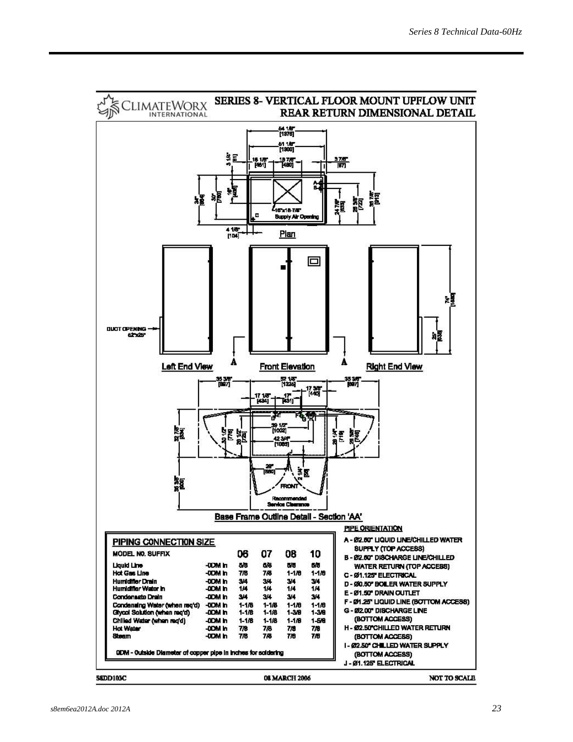# SERIES 8- VERTICAL FLOOR MOUNT UPFLOW UNIT REAR RETURN DIMENSIONAL DETAIL

CLIMATEWORX INTERNATIONAL

Plan

16"x18-7/8" Supply Air Opening

Left End View — Front Elevation — Right End View

DUCT OPENING 62"x25"

Base Frame Outline Detail - Section 'AA'

FRONT

Recommended Service Clearance

**PIPING CONNECTION SIZE**

| MODEL NO. SUFFIX | | 06 | 07 | 08 | 10 |
|---|---|---|---|---|---|
| Liquid Line | -ODM in | 5/8 | 5/8 | 5/8 | 5/8 |
| Hot Gas Line | -ODM in | 7/8 | 7/8 | 1-1/8 | 1-1/8 |
| Humidifier Drain | -ODM in | 3/4 | 3/4 | 3/4 | 3/4 |
| Humidifier Water In | -ODM in | 1/4 | 1/4 | 1/4 | 1/4 |
| Condensate Drain | -ODM in | 3/4 | 3/4 | 3/4 | 3/4 |
| Condensing Water (when req'd) | -ODM in | 1-1/8 | 1-1/8 | 1-1/8 | 1-1/8 |
| Glycol Solution (when req'd) | -ODM in | 1-1/8 | 1-1/8 | 1-3/8 | 1-3/8 |
| Chilled Water (when req'd) | -ODM in | 1-1/8 | 1-1/8 | 1-1/8 | 1-5/8 |
| Hot Water | -ODM in | 7/8 | 7/8 | 7/8 | 7/8 |
| Steam | -ODM in | 7/8 | 7/8 | 7/8 | 7/8 |

ODM - Outside Diameter of copper pipe in inches for soldering

**PIPE ORIENTATION**

- A - Ø2.50" LIQUID LINE/CHILLED WATER SUPPLY (TOP ACCESS)
- B - Ø2.50" DISCHARGE LINE/CHILLED WATER RETURN (TOP ACCESS)
- C - Ø1.125" ELECTRICAL
- D - Ø0.50" BOILER WATER SUPPLY
- E - Ø1.50" DRAIN OUTLET
- F - Ø1.25" LIQUID LINE (BOTTOM ACCESS)
- G - Ø2.00" DISCHARGE LINE (BOTTOM ACCESS)
- H - Ø2.50" CHILLED WATER RETURN (BOTTOM ACCESS)
- I - Ø2.50" CHILLED WATER SUPPLY (BOTTOM ACCESS)
- J - Ø1.125" ELECTRICAL

S8DD103C — 08 MARCH 2006 — NOT TO SCALE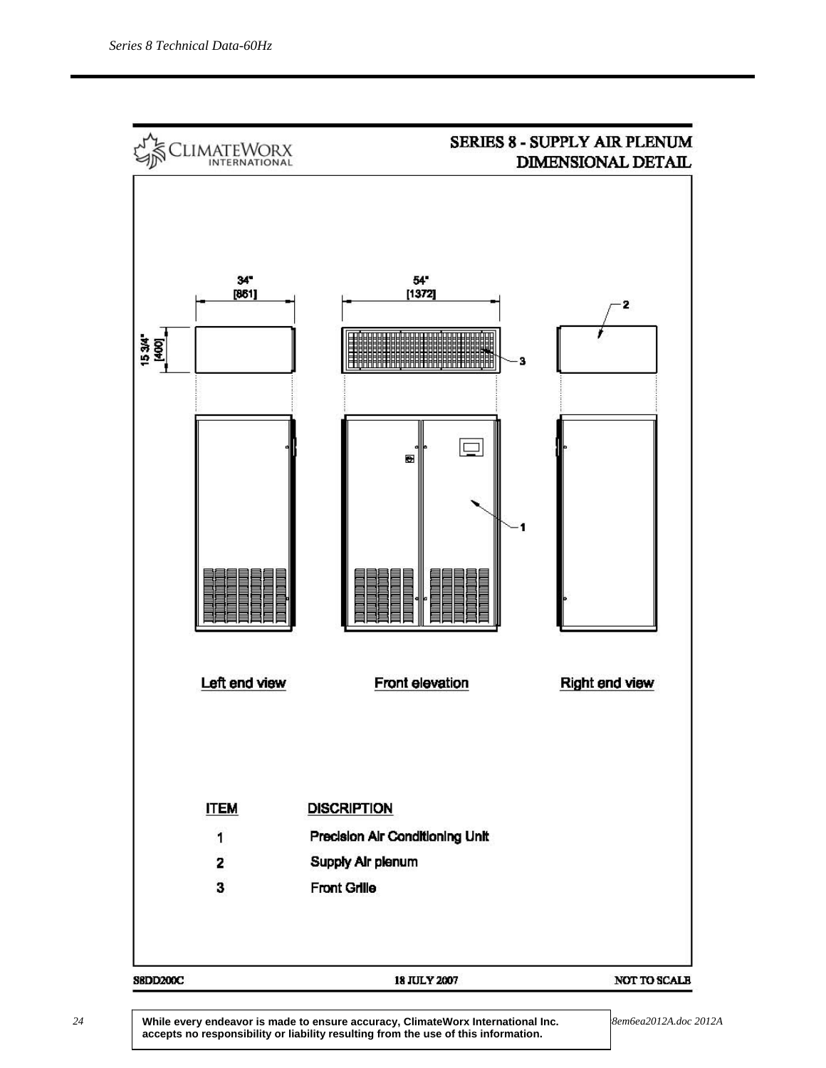CLIMATEWORX
INTERNATIONAL

## SERIES 8 - SUPPLY AIR PLENUM DIMENSIONAL DETAIL

34"
[861]

54"
[1372]

15 3/4"
[400]

2

3

1

Left end view

Front elevation

Right end view

| ITEM | DISCRIPTION |
|---|---|
| 1 | Precision Air Conditioning Unit |
| 2 | Supply Air plenum |
| 3 | Front Grille |

S8DD200C 18 JULY 2007 NOT TO SCALE

**While every endeavor is made to ensure accuracy, ClimateWorx International Inc. accepts no responsibility or liability resulting from the use of this information.**